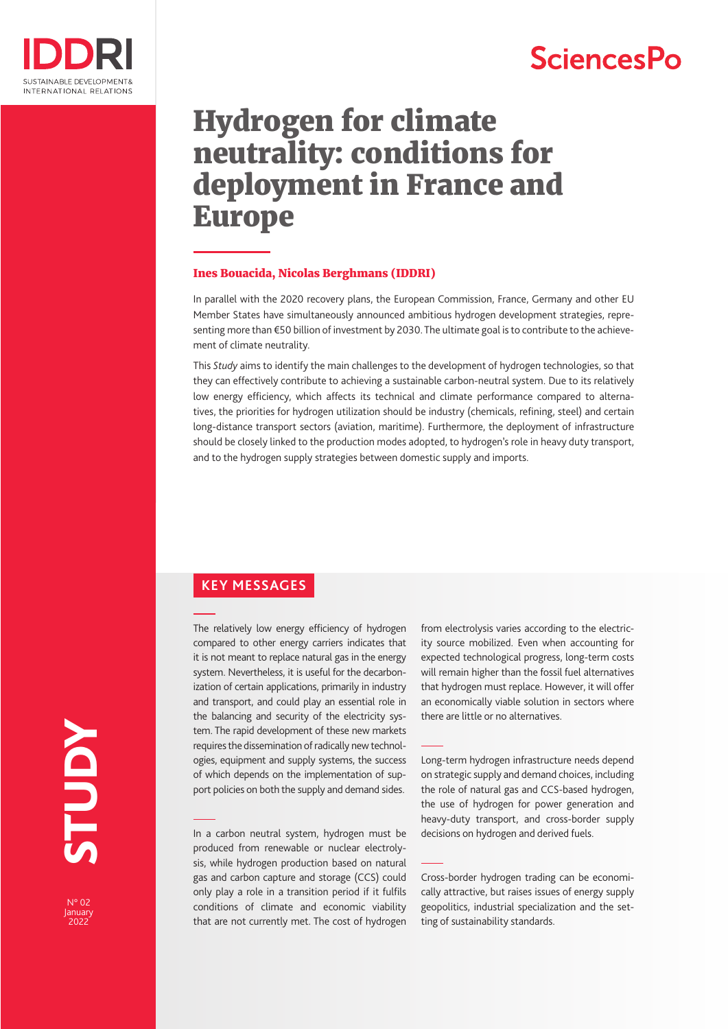# Hydrogen for climate neutrality: conditions for deployment in France and Europe

**Ines Bouacida, Nicolas Berghmans (IDDRI)**

In parallel with the 2020 recovery plans, the European Commission, France, Germany and other EU Member States have simultaneously announced ambitious hydrogen development strategies, representing more than €50 billion of investment by 2030. The ultimate goal is to contribute to the achievement of climate neutrality.

This *Study* aims to identify the main challenges to the development of hydrogen technologies, so that they can effectively contribute to achieving a sustainable carbon-neutral system. Due to its relatively low energy efficiency, which affects its technical and climate performance compared to alternatives, the priorities for hydrogen utilization should be industry (chemicals, refining, steel) and certain long-distance transport sectors (aviation, maritime). Furthermore, the deployment of infrastructure should be closely linked to the production modes adopted, to hydrogen's role in heavy duty transport, and to the hydrogen supply strategies between domestic supply and imports.

## KEY MESSAGES

The relatively low energy efficiency of hydrogen compared to other energy carriers indicates that it is not meant to replace natural gas in the energy system. Nevertheless, it is useful for the decarbonization of certain applications, primarily in industry and transport, and could play an essential role in the balancing and security of the electricity system. The rapid development of these new markets requires the dissemination of radically new technologies, equipment and supply systems, the success of which depends on the implementation of support policies on both the supply and demand sides.

In a carbon neutral system, hydrogen must be produced from renewable or nuclear electrolysis, while hydrogen production based on natural gas and carbon capture and storage (CCS) could only play a role in a transition period if it fulfils conditions of climate and economic viability that are not currently met. The cost of hydrogen from electrolysis varies according to the electricity source mobilized. Even when accounting for expected technological progress, long-term costs will remain higher than the fossil fuel alternatives that hydrogen must replace. However, it will offer an economically viable solution in sectors where there are little or no alternatives.

Long-term hydrogen infrastructure needs depend on strategic supply and demand choices, including the role of natural gas and CCS-based hydrogen, the use of hydrogen for power generation and heavy-duty transport, and cross-border supply decisions on hydrogen and derived fuels.

Cross-border hydrogen trading can be economically attractive, but raises issues of energy supply geopolitics, industrial specialization and the setting of sustainability standards.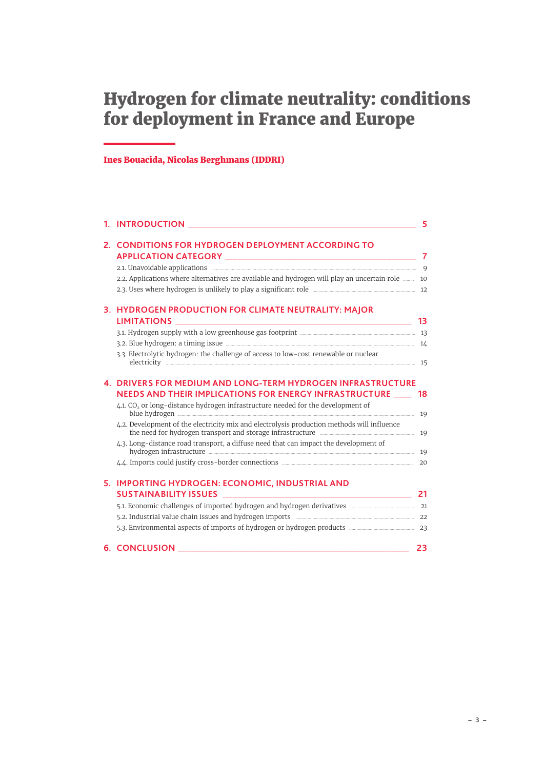# Hydrogen for climate neutrality: conditions for deployment in France and Europe

**Ines Bouacida, Nicolas Berghmans (IDDRI)**

1. INTRODUCTION — 5

2. CONDITIONS FOR HYDROGEN DEPLOYMENT ACCORDING TO APPLICATION CATEGORY — 7
   - 2.1. Unavoidable applications — 9
   - 2.2. Applications where alternatives are available and hydrogen will play an uncertain role — 10
   - 2.3. Uses where hydrogen is unlikely to play a significant role — 12

3. HYDROGEN PRODUCTION FOR CLIMATE NEUTRALITY: MAJOR LIMITATIONS — 13
   - 3.1. Hydrogen supply with a low greenhouse gas footprint — 13
   - 3.2. Blue hydrogen: a timing issue — 14
   - 3.3. Electrolytic hydrogen: the challenge of access to low-cost renewable or nuclear electricity — 15

4. DRIVERS FOR MEDIUM AND LONG-TERM HYDROGEN INFRASTRUCTURE NEEDS AND THEIR IMPLICATIONS FOR ENERGY INFRASTRUCTURE — 18
   - 4.1. $CO_2$ or long-distance hydrogen infrastructure needed for the development of blue hydrogen — 19
   - 4.2. Development of the electricity mix and electrolysis production methods will influence the need for hydrogen transport and storage infrastructure — 19
   - 4.3. Long-distance road transport, a diffuse need that can impact the development of hydrogen infrastructure — 19
   - 4.4. Imports could justify cross-border connections — 20

5. IMPORTING HYDROGEN: ECONOMIC, INDUSTRIAL AND SUSTAINABILITY ISSUES — 21
   - 5.1. Economic challenges of imported hydrogen and hydrogen derivatives — 21
   - 5.2. Industrial value chain issues and hydrogen imports — 22
   - 5.3. Environmental aspects of imports of hydrogen or hydrogen products — 23

6. CONCLUSION — 23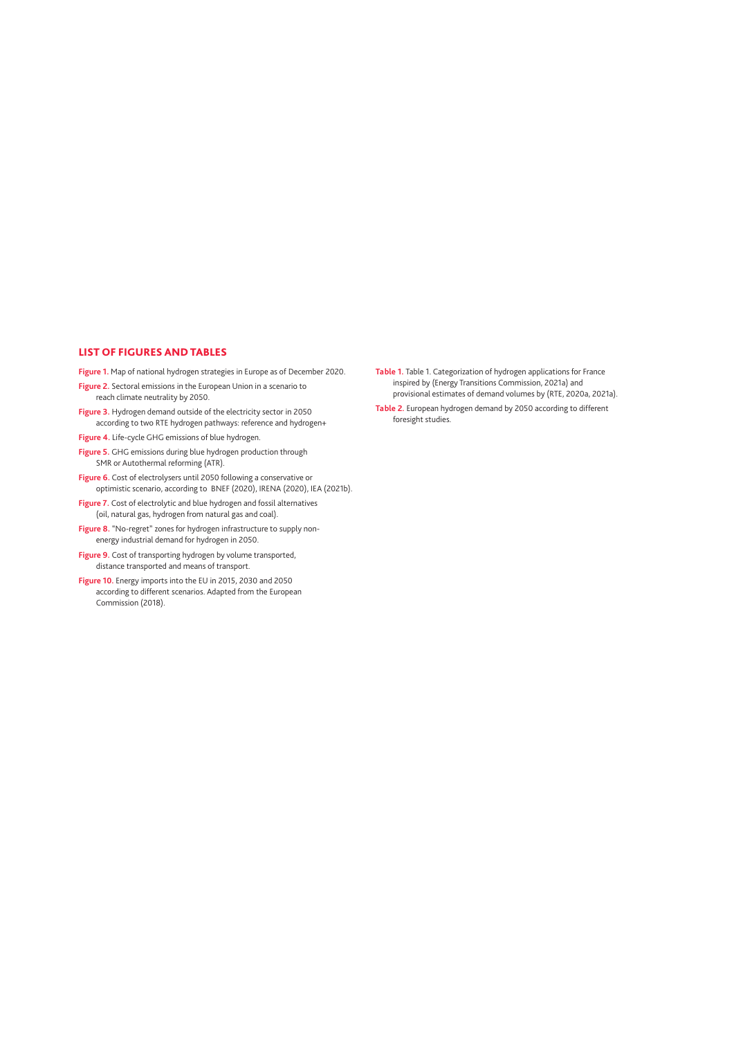## LIST OF FIGURES AND TABLES

**Figure 1.** Map of national hydrogen strategies in Europe as of December 2020.

**Figure 2.** Sectoral emissions in the European Union in a scenario to reach climate neutrality by 2050.

**Figure 3.** Hydrogen demand outside of the electricity sector in 2050 according to two RTE hydrogen pathways: reference and hydrogen+

**Figure 4.** Life-cycle GHG emissions of blue hydrogen.

**Figure 5.** GHG emissions during blue hydrogen production through SMR or Autothermal reforming (ATR).

**Figure 6.** Cost of electrolysers until 2050 following a conservative or optimistic scenario, according to BNEF (2020), IRENA (2020), IEA (2021b).

**Figure 7.** Cost of electrolytic and blue hydrogen and fossil alternatives (oil, natural gas, hydrogen from natural gas and coal).

**Figure 8.** "No-regret" zones for hydrogen infrastructure to supply non-energy industrial demand for hydrogen in 2050.

**Figure 9.** Cost of transporting hydrogen by volume transported, distance transported and means of transport.

**Figure 10.** Energy imports into the EU in 2015, 2030 and 2050 according to different scenarios. Adapted from the European Commission (2018).

**Table 1.** Table 1. Categorization of hydrogen applications for France inspired by (Energy Transitions Commission, 2021a) and provisional estimates of demand volumes by (RTE, 2020a, 2021a).

**Table 2.** European hydrogen demand by 2050 according to different foresight studies.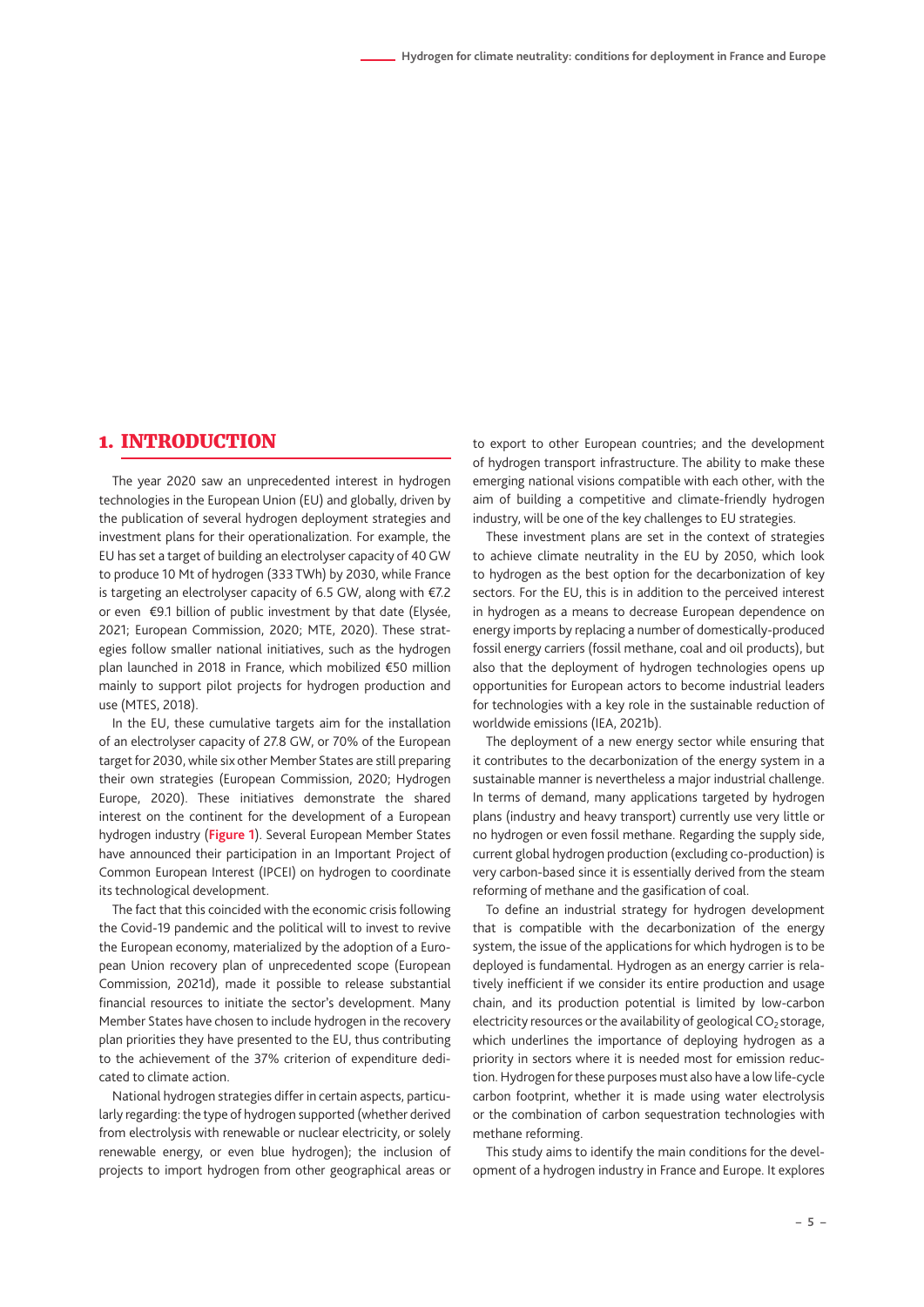# 1. INTRODUCTION

The year 2020 saw an unprecedented interest in hydrogen technologies in the European Union (EU) and globally, driven by the publication of several hydrogen deployment strategies and investment plans for their operationalization. For example, the EU has set a target of building an electrolyser capacity of 40 GW to produce 10 Mt of hydrogen (333 TWh) by 2030, while France is targeting an electrolyser capacity of 6.5 GW, along with €7.2 or even €9.1 billion of public investment by that date (Elysée, 2021; European Commission, 2020; MTE, 2020). These strategies follow smaller national initiatives, such as the hydrogen plan launched in 2018 in France, which mobilized €50 million mainly to support pilot projects for hydrogen production and use (MTES, 2018).

In the EU, these cumulative targets aim for the installation of an electrolyser capacity of 27.8 GW, or 70% of the European target for 2030, while six other Member States are still preparing their own strategies (European Commission, 2020; Hydrogen Europe, 2020). These initiatives demonstrate the shared interest on the continent for the development of a European hydrogen industry (**Figure 1**). Several European Member States have announced their participation in an Important Project of Common European Interest (IPCEI) on hydrogen to coordinate its technological development.

The fact that this coincided with the economic crisis following the Covid-19 pandemic and the political will to invest to revive the European economy, materialized by the adoption of a European Union recovery plan of unprecedented scope (European Commission, 2021d), made it possible to release substantial financial resources to initiate the sector's development. Many Member States have chosen to include hydrogen in the recovery plan priorities they have presented to the EU, thus contributing to the achievement of the 37% criterion of expenditure dedicated to climate action.

National hydrogen strategies differ in certain aspects, particularly regarding: the type of hydrogen supported (whether derived from electrolysis with renewable or nuclear electricity, or solely renewable energy, or even blue hydrogen); the inclusion of projects to import hydrogen from other geographical areas or to export to other European countries; and the development of hydrogen transport infrastructure. The ability to make these emerging national visions compatible with each other, with the aim of building a competitive and climate-friendly hydrogen industry, will be one of the key challenges to EU strategies.

These investment plans are set in the context of strategies to achieve climate neutrality in the EU by 2050, which look to hydrogen as the best option for the decarbonization of key sectors. For the EU, this is in addition to the perceived interest in hydrogen as a means to decrease European dependence on energy imports by replacing a number of domestically-produced fossil energy carriers (fossil methane, coal and oil products), but also that the deployment of hydrogen technologies opens up opportunities for European actors to become industrial leaders for technologies with a key role in the sustainable reduction of worldwide emissions (IEA, 2021b).

The deployment of a new energy sector while ensuring that it contributes to the decarbonization of the energy system in a sustainable manner is nevertheless a major industrial challenge. In terms of demand, many applications targeted by hydrogen plans (industry and heavy transport) currently use very little or no hydrogen or even fossil methane. Regarding the supply side, current global hydrogen production (excluding co-production) is very carbon-based since it is essentially derived from the steam reforming of methane and the gasification of coal.

To define an industrial strategy for hydrogen development that is compatible with the decarbonization of the energy system, the issue of the applications for which hydrogen is to be deployed is fundamental. Hydrogen as an energy carrier is relatively inefficient if we consider its entire production and usage chain, and its production potential is limited by low-carbon electricity resources or the availability of geological $CO_2$ storage, which underlines the importance of deploying hydrogen as a priority in sectors where it is needed most for emission reduction. Hydrogen for these purposes must also have a low life-cycle carbon footprint, whether it is made using water electrolysis or the combination of carbon sequestration technologies with methane reforming.

This study aims to identify the main conditions for the development of a hydrogen industry in France and Europe. It explores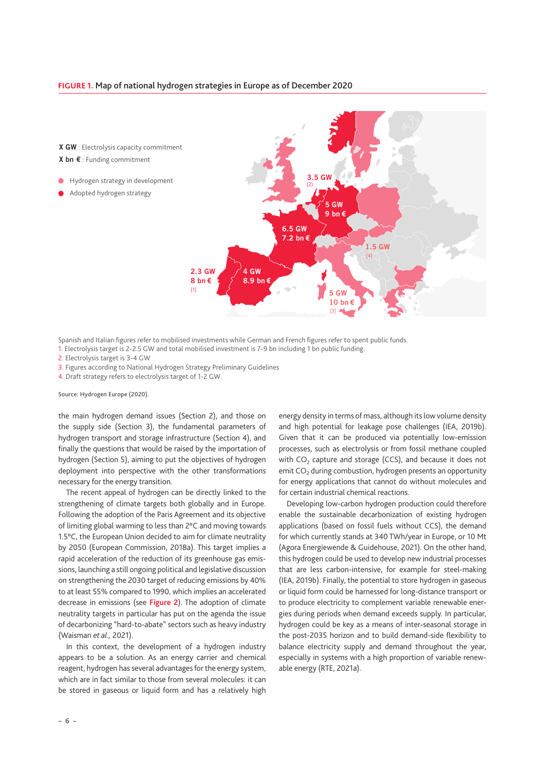**FIGURE 1.** Map of national hydrogen strategies in Europe as of December 2020

**X GW** : Electrolysis capacity commitment
**X bn €** : Funding commitment

- Hydrogen strategy in development
- Adopted hydrogen strategy

3.5 GW (2)
5 GW 9 bn €
6.5 GW 7.2 bn €
1.5 GW (4)
2.3 GW 8 bn € (1)
4 GW 8.9 bn €
5 GW 10 bn € (3)

Spanish and Italian figures refer to mobilised investments while German and French figures refer to spent public funds.
1. Electrolysis target is 2-2.5 GW and total mobilised investment is 7-9 bn including 1 bn public funding.
2. Electrolysis target is 3-4 GW
3. Figures according to National Hydrogen Strategy Preliminary Guidelines
4. Draft strategy refers to electrolysis target of 1-2 GW.

Source: Hydrogen Europe (2020).

the main hydrogen demand issues (Section 2), and those on the supply side (Section 3), the fundamental parameters of hydrogen transport and storage infrastructure (Section 4), and finally the questions that would be raised by the importation of hydrogen (Section 5), aiming to put the objectives of hydrogen deployment into perspective with the other transformations necessary for the energy transition.

The recent appeal of hydrogen can be directly linked to the strengthening of climate targets both globally and in Europe. Following the adoption of the Paris Agreement and its objective of limiting global warming to less than 2°C and moving towards 1.5°C, the European Union decided to aim for climate neutrality by 2050 (European Commission, 2018a). This target implies a rapid acceleration of the reduction of its greenhouse gas emissions, launching a still ongoing political and legislative discussion on strengthening the 2030 target of reducing emissions by 40% to at least 55% compared to 1990, which implies an accelerated decrease in emissions (see **Figure 2**). The adoption of climate neutrality targets in particular has put on the agenda the issue of decarbonizing "hard-to-abate" sectors such as heavy industry (Waisman *et al.,* 2021).

In this context, the development of a hydrogen industry appears to be a solution. As an energy carrier and chemical reagent, hydrogen has several advantages for the energy system, which are in fact similar to those from several molecules: it can be stored in gaseous or liquid form and has a relatively high energy density in terms of mass, although its low volume density and high potential for leakage pose challenges (IEA, 2019b). Given that it can be produced via potentially low-emission processes, such as electrolysis or from fossil methane coupled with $CO_2$ capture and storage (CCS), and because it does not emit $CO_2$ during combustion, hydrogen presents an opportunity for energy applications that cannot do without molecules and for certain industrial chemical reactions.

Developing low-carbon hydrogen production could therefore enable the sustainable decarbonization of existing hydrogen applications (based on fossil fuels without CCS), the demand for which currently stands at 340 TWh/year in Europe, or 10 Mt (Agora Energiewende & Guidehouse, 2021). On the other hand, this hydrogen could be used to develop new industrial processes that are less carbon-intensive, for example for steel-making (IEA, 2019b). Finally, the potential to store hydrogen in gaseous or liquid form could be harnessed for long-distance transport or to produce electricity to complement variable renewable energies during periods when demand exceeds supply. In particular, hydrogen could be key as a means of inter-seasonal storage in the post-2035 horizon and to build demand-side flexibility to balance electricity supply and demand throughout the year, especially in systems with a high proportion of variable renewable energy (RTE, 2021a).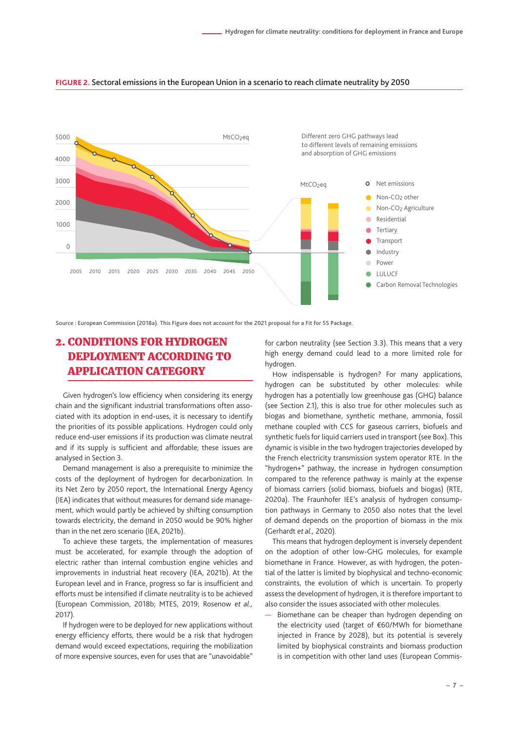**FIGURE 2.** Sectoral emissions in the European Union in a scenario to reach climate neutrality by 2050

Source : European Commission (2018a). This Figure does not account for the 2021 proposal for a Fit for 55 Package.

## 2. CONDITIONS FOR HYDROGEN DEPLOYMENT ACCORDING TO APPLICATION CATEGORY

Given hydrogen's low efficiency when considering its energy chain and the significant industrial transformations often associated with its adoption in end-uses, it is necessary to identify the priorities of its possible applications. Hydrogen could only reduce end-user emissions if its production was climate neutral and if its supply is sufficient and affordable; these issues are analysed in Section 3.

Demand management is also a prerequisite to minimize the costs of the deployment of hydrogen for decarbonization. In its Net Zero by 2050 report, the International Energy Agency (IEA) indicates that without measures for demand side management, which would partly be achieved by shifting consumption towards electricity, the demand in 2050 would be 90% higher than in the net zero scenario (IEA, 2021b).

To achieve these targets, the implementation of measures must be accelerated, for example through the adoption of electric rather than internal combustion engine vehicles and improvements in industrial heat recovery (IEA, 2021b). At the European level and in France, progress so far is insufficient and efforts must be intensified if climate neutrality is to be achieved (European Commission, 2018b; MTES, 2019; Rosenow *et al.,* 2017).

If hydrogen were to be deployed for new applications without energy efficiency efforts, there would be a risk that hydrogen demand would exceed expectations, requiring the mobilization of more expensive sources, even for uses that are "unavoidable" for carbon neutrality (see Section 3.3). This means that a very high energy demand could lead to a more limited role for hydrogen.

How indispensable is hydrogen? For many applications, hydrogen can be substituted by other molecules: while hydrogen has a potentially low greenhouse gas (GHG) balance (see Section 2.1), this is also true for other molecules such as biogas and biomethane, synthetic methane, ammonia, fossil methane coupled with CCS for gaseous carriers, biofuels and synthetic fuels for liquid carriers used in transport (see Box). This dynamic is visible in the two hydrogen trajectories developed by the French electricity transmission system operator RTE. In the "hydrogen+" pathway, the increase in hydrogen consumption compared to the reference pathway is mainly at the expense of biomass carriers (solid biomass, biofuels and biogas) (RTE, 2020a). The Fraunhofer IEE's analysis of hydrogen consumption pathways in Germany to 2050 also notes that the level of demand depends on the proportion of biomass in the mix (Gerhardt *et al.,* 2020).

This means that hydrogen deployment is inversely dependent on the adoption of other low-GHG molecules, for example biomethane in France. However, as with hydrogen, the potential of the latter is limited by biophysical and techno-economic constraints, the evolution of which is uncertain. To properly assess the development of hydrogen, it is therefore important to also consider the issues associated with other molecules.

— Biomethane can be cheaper than hydrogen depending on the electricity used (target of €60/MWh for biomethane injected in France by 2028), but its potential is severely limited by biophysical constraints and biomass production is in competition with other land uses (European Commis-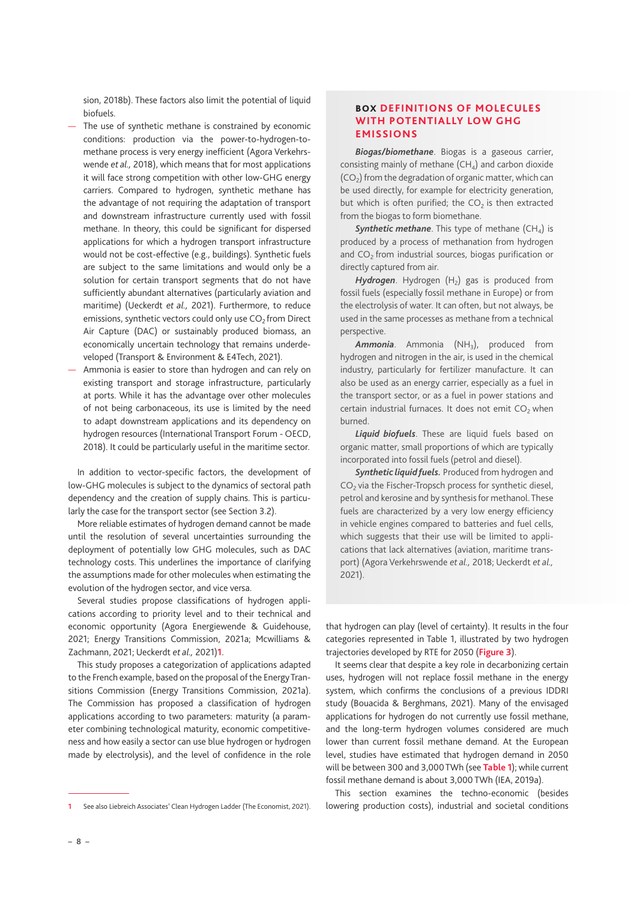sion, 2018b). These factors also limit the potential of liquid biofuels.

- The use of synthetic methane is constrained by economic conditions: production via the power-to-hydrogen-to-methane process is very energy inefficient (Agora Verkehrswende *et al.,* 2018), which means that for most applications it will face strong competition with other low-GHG energy carriers. Compared to hydrogen, synthetic methane has the advantage of not requiring the adaptation of transport and downstream infrastructure currently used with fossil methane. In theory, this could be significant for dispersed applications for which a hydrogen transport infrastructure would not be cost-effective (e.g., buildings). Synthetic fuels are subject to the same limitations and would only be a solution for certain transport segments that do not have sufficiently abundant alternatives (particularly aviation and maritime) (Ueckerdt *et al.,* 2021). Furthermore, to reduce emissions, synthetic vectors could only use $CO_2$ from Direct Air Capture (DAC) or sustainably produced biomass, an economically uncertain technology that remains underdeveloped (Transport & Environment & E4Tech, 2021).
- Ammonia is easier to store than hydrogen and can rely on existing transport and storage infrastructure, particularly at ports. While it has the advantage over other molecules of not being carbonaceous, its use is limited by the need to adapt downstream applications and its dependency on hydrogen resources (International Transport Forum - OECD, 2018). It could be particularly useful in the maritime sector.

In addition to vector-specific factors, the development of low-GHG molecules is subject to the dynamics of sectoral path dependency and the creation of supply chains. This is particularly the case for the transport sector (see Section 3.2).

More reliable estimates of hydrogen demand cannot be made until the resolution of several uncertainties surrounding the deployment of potentially low GHG molecules, such as DAC technology costs. This underlines the importance of clarifying the assumptions made for other molecules when estimating the evolution of the hydrogen sector, and vice versa.

Several studies propose classifications of hydrogen applications according to priority level and to their technical and economic opportunity (Agora Energiewende & Guidehouse, 2021; Energy Transitions Commission, 2021a; Mcwilliams & Zachmann, 2021; Ueckerdt *et al.,* 2021)[1].

This study proposes a categorization of applications adapted to the French example, based on the proposal of the Energy Transitions Commission (Energy Transitions Commission, 2021a). The Commission has proposed a classification of hydrogen applications according to two parameters: maturity (a parameter combining technological maturity, economic competitiveness and how easily a sector can use blue hydrogen or hydrogen made by electrolysis), and the level of confidence in the role that hydrogen can play (level of certainty). It results in the four categories represented in Table 1, illustrated by two hydrogen trajectories developed by RTE for 2050 (**Figure 3**).

It seems clear that despite a key role in decarbonizing certain uses, hydrogen will not replace fossil methane in the energy system, which confirms the conclusions of a previous IDDRI study (Bouacida & Berghmans, 2021). Many of the envisaged applications for hydrogen do not currently use fossil methane, and the long-term hydrogen volumes considered are much lower than current fossil methane demand. At the European level, studies have estimated that hydrogen demand in 2050 will be between 300 and 3,000 TWh (see **Table 1**); while current fossil methane demand is about 3,000 TWh (IEA, 2019a).

This section examines the techno-economic (besides lowering production costs), industrial and societal conditions

> **BOX DEFINITIONS OF MOLECULES WITH POTENTIALLY LOW GHG EMISSIONS**
>
> ***Biogas/biomethane***. Biogas is a gaseous carrier, consisting mainly of methane ($CH_4$) and carbon dioxide ($CO_2$) from the degradation of organic matter, which can be used directly, for example for electricity generation, but which is often purified; the $CO_2$ is then extracted from the biogas to form biomethane.
>
> ***Synthetic methane***. This type of methane ($CH_4$) is produced by a process of methanation from hydrogen and $CO_2$ from industrial sources, biogas purification or directly captured from air.
>
> ***Hydrogen***. Hydrogen ($H_2$) gas is produced from fossil fuels (especially fossil methane in Europe) or from the electrolysis of water. It can often, but not always, be used in the same processes as methane from a technical perspective.
>
> ***Ammonia***. Ammonia ($NH_3$), produced from hydrogen and nitrogen in the air, is used in the chemical industry, particularly for fertilizer manufacture. It can also be used as an energy carrier, especially as a fuel in the transport sector, or as a fuel in power stations and certain industrial furnaces. It does not emit $CO_2$ when burned.
>
> ***Liquid biofuels***. These are liquid fuels based on organic matter, small proportions of which are typically incorporated into fossil fuels (petrol and diesel).
>
> ***Synthetic liquid fuels.*** Produced from hydrogen and $CO_2$ via the Fischer-Tropsch process for synthetic diesel, petrol and kerosine and by synthesis for methanol. These fuels are characterized by a very low energy efficiency in vehicle engines compared to batteries and fuel cells, which suggests that their use will be limited to applications that lack alternatives (aviation, maritime transport) (Agora Verkehrswende *et al.,* 2018; Ueckerdt *et al.,* 2021).

[1] See also Liebreich Associates' Clean Hydrogen Ladder (The Economist, 2021).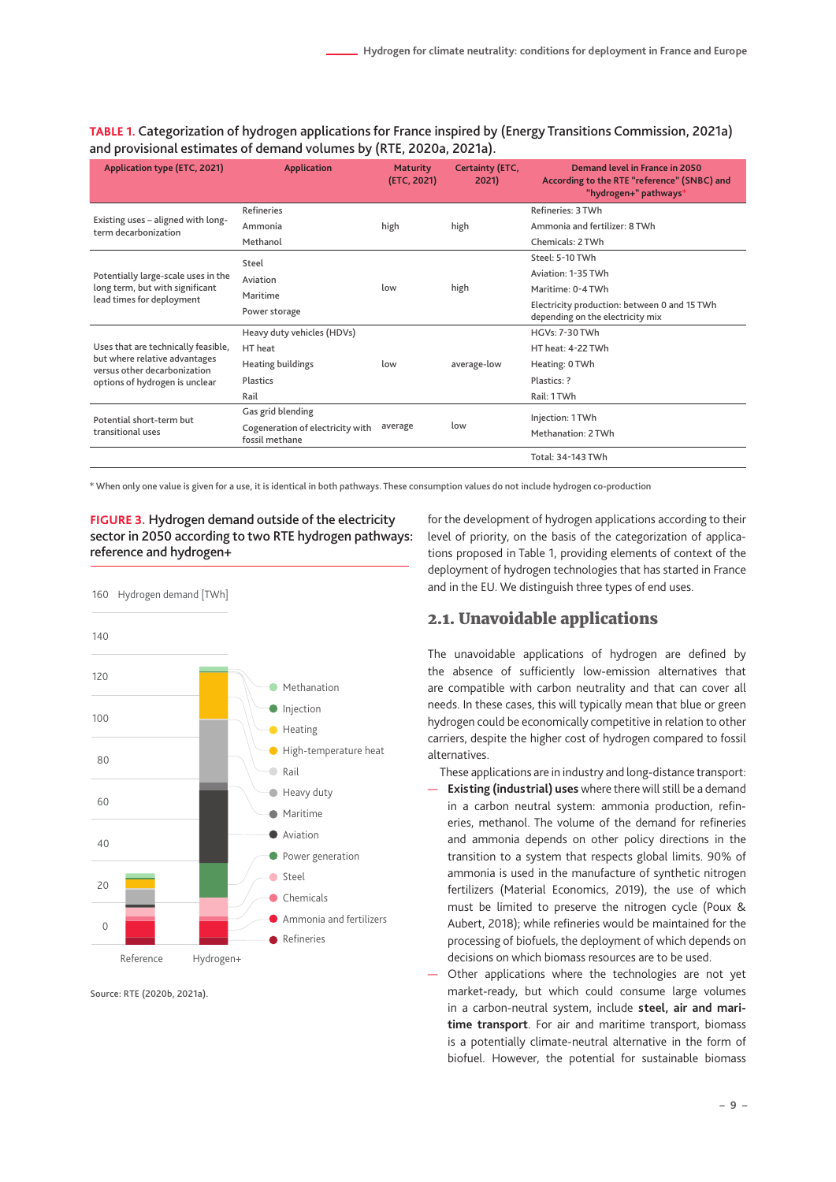**TABLE 1.** Categorization of hydrogen applications for France inspired by (Energy Transitions Commission, 2021a) and provisional estimates of demand volumes by (RTE, 2020a, 2021a).

| Application type (ETC, 2021) | Application | Maturity (ETC, 2021) | Certainty (ETC, 2021) | Demand level in France in 2050 According to the RTE "reference" (SNBC) and "hydrogen+" pathways* |
|---|---|---|---|---|
| Existing uses – aligned with long-term decarbonization | Refineries<br>Ammonia<br>Methanol | high | high | Refineries: 3 TWh<br>Ammonia and fertilizer: 8 TWh<br>Chemicals: 2 TWh |
| Potentially large-scale uses in the long term, but with significant lead times for deployment | Steel<br>Aviation<br>Maritime<br>Power storage | low | high | Steel: 5-10 TWh<br>Aviation: 1-35 TWh<br>Maritime: 0-4 TWh<br>Electricity production: between 0 and 15 TWh depending on the electricity mix |
| Uses that are technically feasible, but where relative advantages versus other decarbonization options of hydrogen is unclear | Heavy duty vehicles (HDVs)<br>HT heat<br>Heating buildings<br>Plastics<br>Rail | low | average-low | HGVs: 7-30 TWh<br>HT heat: 4-22 TWh<br>Heating: 0 TWh<br>Plastics: ?<br>Rail: 1 TWh |
| Potential short-term but transitional uses | Gas grid blending<br>Cogeneration of electricity with fossil methane | average | low | Injection: 1 TWh<br>Methanation: 2 TWh |
| | | | | Total: 34-143 TWh |

* When only one value is given for a use, it is identical in both pathways. These consumption values do not include hydrogen co-production

**FIGURE 3.** Hydrogen demand outside of the electricity sector in 2050 according to two RTE hydrogen pathways: reference and hydrogen+

Source: RTE (2020b, 2021a).

for the development of hydrogen applications according to their level of priority, on the basis of the categorization of applications proposed in Table 1, providing elements of context of the deployment of hydrogen technologies that has started in France and in the EU. We distinguish three types of end uses.

## 2.1. Unavoidable applications

The unavoidable applications of hydrogen are defined by the absence of sufficiently low-emission alternatives that are compatible with carbon neutrality and that can cover all needs. In these cases, this will typically mean that blue or green hydrogen could be economically competitive in relation to other carriers, despite the higher cost of hydrogen compared to fossil alternatives.

These applications are in industry and long-distance transport:

— **Existing (industrial) uses** where there will still be a demand in a carbon neutral system: ammonia production, refineries, methanol. The volume of the demand for refineries and ammonia depends on other policy directions in the transition to a system that respects global limits. 90% of ammonia is used in the manufacture of synthetic nitrogen fertilizers (Material Economics, 2019), the use of which must be limited to preserve the nitrogen cycle (Poux & Aubert, 2018); while refineries would be maintained for the processing of biofuels, the deployment of which depends on decisions on which biomass resources are to be used.

— Other applications where the technologies are not yet market-ready, but which could consume large volumes in a carbon-neutral system, include **steel, air and maritime transport**. For air and maritime transport, biomass is a potentially climate-neutral alternative in the form of biofuel. However, the potential for sustainable biomass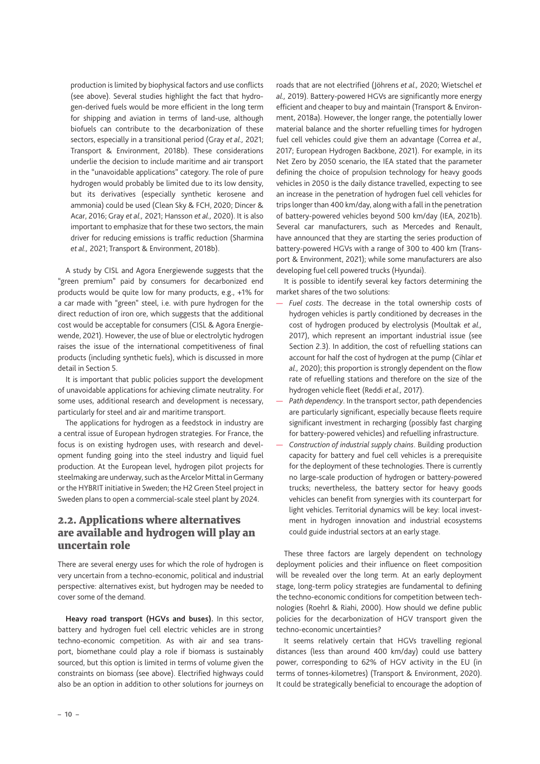production is limited by biophysical factors and use conflicts (see above). Several studies highlight the fact that hydrogen-derived fuels would be more efficient in the long term for shipping and aviation in terms of land-use, although biofuels can contribute to the decarbonization of these sectors, especially in a transitional period (Gray *et al.,* 2021; Transport & Environment, 2018b). These considerations underlie the decision to include maritime and air transport in the "unavoidable applications" category. The role of pure hydrogen would probably be limited due to its low density, but its derivatives (especially synthetic kerosene and ammonia) could be used (Clean Sky & FCH, 2020; Dincer & Acar, 2016; Gray *et al.,* 2021; Hansson *et al.,* 2020). It is also important to emphasize that for these two sectors, the main driver for reducing emissions is traffic reduction (Sharmina *et al.,* 2021; Transport & Environment, 2018b).

A study by CISL and Agora Energiewende suggests that the "green premium" paid by consumers for decarbonized end products would be quite low for many products, e.g., +1% for a car made with "green" steel, i.e. with pure hydrogen for the direct reduction of iron ore, which suggests that the additional cost would be acceptable for consumers (CISL & Agora Energiewende, 2021). However, the use of blue or electrolytic hydrogen raises the issue of the international competitiveness of final products (including synthetic fuels), which is discussed in more detail in Section 5.

It is important that public policies support the development of unavoidable applications for achieving climate neutrality. For some uses, additional research and development is necessary, particularly for steel and air and maritime transport.

The applications for hydrogen as a feedstock in industry are a central issue of European hydrogen strategies. For France, the focus is on existing hydrogen uses, with research and development funding going into the steel industry and liquid fuel production. At the European level, hydrogen pilot projects for steelmaking are underway, such as the Arcelor Mittal in Germany or the HYBRIT initiative in Sweden; the H2 Green Steel project in Sweden plans to open a commercial-scale steel plant by 2024.

## 2.2. Applications where alternatives are available and hydrogen will play an uncertain role

There are several energy uses for which the role of hydrogen is very uncertain from a techno-economic, political and industrial perspective: alternatives exist, but hydrogen may be needed to cover some of the demand.

**Heavy road transport (HGVs and buses).** In this sector, battery and hydrogen fuel cell electric vehicles are in strong techno-economic competition. As with air and sea transport, biomethane could play a role if biomass is sustainably sourced, but this option is limited in terms of volume given the constraints on biomass (see above). Electrified highways could also be an option in addition to other solutions for journeys on roads that are not electrified (Jöhrens *et al.,* 2020; Wietschel *et al.,* 2019). Battery-powered HGVs are significantly more energy efficient and cheaper to buy and maintain (Transport & Environment, 2018a). However, the longer range, the potentially lower material balance and the shorter refuelling times for hydrogen fuel cell vehicles could give them an advantage (Correa *et al.,* 2017; European Hydrogen Backbone, 2021). For example, in its Net Zero by 2050 scenario, the IEA stated that the parameter defining the choice of propulsion technology for heavy goods vehicles in 2050 is the daily distance travelled, expecting to see an increase in the penetration of hydrogen fuel cell vehicles for trips longer than 400 km/day, along with a fall in the penetration of battery-powered vehicles beyond 500 km/day (IEA, 2021b). Several car manufacturers, such as Mercedes and Renault, have announced that they are starting the series production of battery-powered HGVs with a range of 300 to 400 km (Transport & Environment, 2021); while some manufacturers are also developing fuel cell powered trucks (Hyundai).

It is possible to identify several key factors determining the market shares of the two solutions:

- *Fuel costs*. The decrease in the total ownership costs of hydrogen vehicles is partly conditioned by decreases in the cost of hydrogen produced by electrolysis (Moultak *et al.,* 2017), which represent an important industrial issue (see Section 2.3). In addition, the cost of refuelling stations can account for half the cost of hydrogen at the pump (Cihlar *et al.,* 2020); this proportion is strongly dependent on the flow rate of refuelling stations and therefore on the size of the hydrogen vehicle fleet (Reddi *et al.,* 2017).
- *Path dependency*. In the transport sector, path dependencies are particularly significant, especially because fleets require significant investment in recharging (possibly fast charging for battery-powered vehicles) and refuelling infrastructure.
- *Construction of industrial supply chains*. Building production capacity for battery and fuel cell vehicles is a prerequisite for the deployment of these technologies. There is currently no large-scale production of hydrogen or battery-powered trucks; nevertheless, the battery sector for heavy goods vehicles can benefit from synergies with its counterpart for light vehicles. Territorial dynamics will be key: local investment in hydrogen innovation and industrial ecosystems could guide industrial sectors at an early stage.

These three factors are largely dependent on technology deployment policies and their influence on fleet composition will be revealed over the long term. At an early deployment stage, long-term policy strategies are fundamental to defining the techno-economic conditions for competition between technologies (Roehrl & Riahi, 2000). How should we define public policies for the decarbonization of HGV transport given the techno-economic uncertainties?

It seems relatively certain that HGVs travelling regional distances (less than around 400 km/day) could use battery power, corresponding to 62% of HGV activity in the EU (in terms of tonnes-kilometres) (Transport & Environment, 2020). It could be strategically beneficial to encourage the adoption of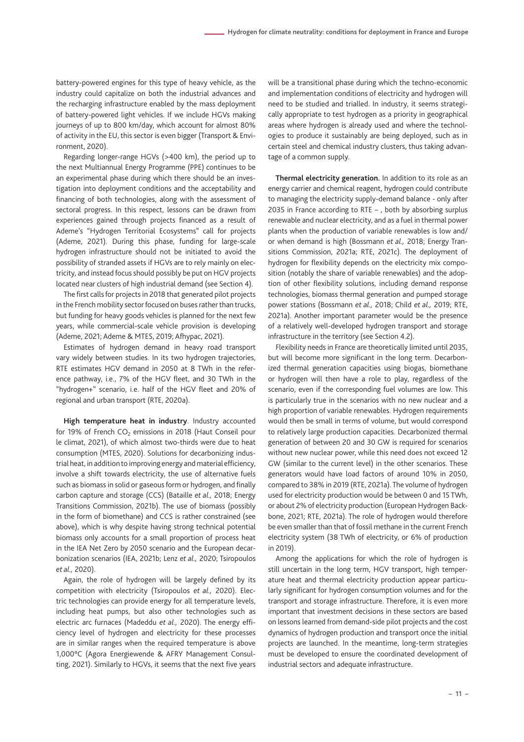battery-powered engines for this type of heavy vehicle, as the industry could capitalize on both the industrial advances and the recharging infrastructure enabled by the mass deployment of battery-powered light vehicles. If we include HGVs making journeys of up to 800 km/day, which account for almost 80% of activity in the EU, this sector is even bigger (Transport & Environment, 2020).

Regarding longer-range HGVs (>400 km), the period up to the next Multiannual Energy Programme (PPE) continues to be an experimental phase during which there should be an investigation into deployment conditions and the acceptability and financing of both technologies, along with the assessment of sectoral progress. In this respect, lessons can be drawn from experiences gained through projects financed as a result of Ademe's "Hydrogen Territorial Ecosystems" call for projects (Ademe, 2021). During this phase, funding for large-scale hydrogen infrastructure should not be initiated to avoid the possibility of stranded assets if HGVs are to rely mainly on electricity, and instead focus should possibly be put on HGV projects located near clusters of high industrial demand (see Section 4).

The first calls for projects in 2018 that generated pilot projects in the French mobility sector focused on buses rather than trucks, but funding for heavy goods vehicles is planned for the next few years, while commercial-scale vehicle provision is developing (Ademe, 2021; Ademe & MTES, 2019; Afhypac, 2021).

Estimates of hydrogen demand in heavy road transport vary widely between studies. In its two hydrogen trajectories, RTE estimates HGV demand in 2050 at 8 TWh in the reference pathway, i.e., 7% of the HGV fleet, and 30 TWh in the "hydrogen+" scenario, i.e. half of the HGV fleet and 20% of regional and urban transport (RTE, 2020a).

**High temperature heat in industry**. Industry accounted for 19% of French $CO_2$ emissions in 2018 (Haut Conseil pour le climat, 2021), of which almost two-thirds were due to heat consumption (MTES, 2020). Solutions for decarbonizing industrial heat, in addition to improving energy and material efficiency, involve a shift towards electricity, the use of alternative fuels such as biomass in solid or gaseous form or hydrogen, and finally carbon capture and storage (CCS) (Bataille *et al.,* 2018; Energy Transitions Commission, 2021b). The use of biomass (possibly in the form of biomethane) and CCS is rather constrained (see above), which is why despite having strong technical potential biomass only accounts for a small proportion of process heat in the IEA Net Zero by 2050 scenario and the European decarbonization scenarios (IEA, 2021b; Lenz *et al.,* 2020; Tsiropoulos *et al.,* 2020).

Again, the role of hydrogen will be largely defined by its competition with electricity (Tsiropoulos *et al.,* 2020). Electric technologies can provide energy for all temperature levels, including heat pumps, but also other technologies such as electric arc furnaces (Madeddu *et al.,* 2020). The energy efficiency level of hydrogen and electricity for these processes are in similar ranges when the required temperature is above 1,000°C (Agora Energiewende & AFRY Management Consulting, 2021). Similarly to HGVs, it seems that the next five years will be a transitional phase during which the techno-economic and implementation conditions of electricity and hydrogen will need to be studied and trialled. In industry, it seems strategically appropriate to test hydrogen as a priority in geographical areas where hydrogen is already used and where the technologies to produce it sustainably are being deployed, such as in certain steel and chemical industry clusters, thus taking advantage of a common supply.

**Thermal electricity generation.** In addition to its role as an energy carrier and chemical reagent, hydrogen could contribute to managing the electricity supply-demand balance - only after 2035 in France according to RTE – , both by absorbing surplus renewable and nuclear electricity, and as a fuel in thermal power plants when the production of variable renewables is low and/or when demand is high (Bossmann *et al.,* 2018; Energy Transitions Commission, 2021a; RTE, 2021c). The deployment of hydrogen for flexibility depends on the electricity mix composition (notably the share of variable renewables) and the adoption of other flexibility solutions, including demand response technologies, biomass thermal generation and pumped storage power stations (Bossmann *et al.,* 2018; Child *et al.,* 2019; RTE, 2021a). Another important parameter would be the presence of a relatively well-developed hydrogen transport and storage infrastructure in the territory (see Section 4.2).

Flexibility needs in France are theoretically limited until 2035, but will become more significant in the long term. Decarbonized thermal generation capacities using biogas, biomethane or hydrogen will then have a role to play, regardless of the scenario, even if the corresponding fuel volumes are low. This is particularly true in the scenarios with no new nuclear and a high proportion of variable renewables. Hydrogen requirements would then be small in terms of volume, but would correspond to relatively large production capacities. Decarbonized thermal generation of between 20 and 30 GW is required for scenarios without new nuclear power, while this need does not exceed 12 GW (similar to the current level) in the other scenarios. These generators would have load factors of around 10% in 2050, compared to 38% in 2019 (RTE, 2021a). The volume of hydrogen used for electricity production would be between 0 and 15 TWh, or about 2% of electricity production (European Hydrogen Backbone, 2021; RTE, 2021a). The role of hydrogen would therefore be even smaller than that of fossil methane in the current French electricity system (38 TWh of electricity, or 6% of production in 2019).

Among the applications for which the role of hydrogen is still uncertain in the long term, HGV transport, high temperature heat and thermal electricity production appear particularly significant for hydrogen consumption volumes and for the transport and storage infrastructure. Therefore, it is even more important that investment decisions in these sectors are based on lessons learned from demand-side pilot projects and the cost dynamics of hydrogen production and transport once the initial projects are launched. In the meantime, long-term strategies must be developed to ensure the coordinated development of industrial sectors and adequate infrastructure.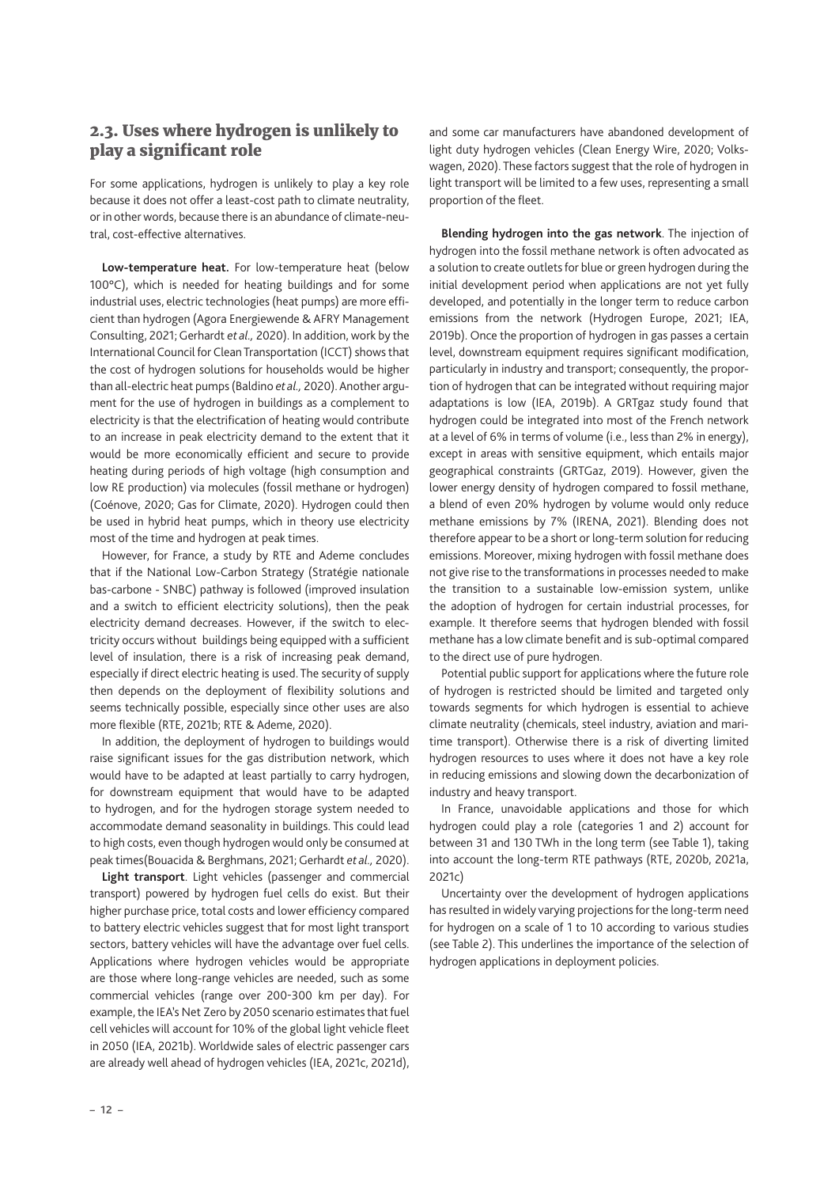## 2.3. Uses where hydrogen is unlikely to play a significant role

For some applications, hydrogen is unlikely to play a key role because it does not offer a least-cost path to climate neutrality, or in other words, because there is an abundance of climate-neutral, cost-effective alternatives.

**Low-temperature heat.** For low-temperature heat (below 100°C), which is needed for heating buildings and for some industrial uses, electric technologies (heat pumps) are more efficient than hydrogen (Agora Energiewende & AFRY Management Consulting, 2021; Gerhardt *et al.,* 2020). In addition, work by the International Council for Clean Transportation (ICCT) shows that the cost of hydrogen solutions for households would be higher than all-electric heat pumps (Baldino *et al.,* 2020). Another argument for the use of hydrogen in buildings as a complement to electricity is that the electrification of heating would contribute to an increase in peak electricity demand to the extent that it would be more economically efficient and secure to provide heating during periods of high voltage (high consumption and low RE production) via molecules (fossil methane or hydrogen) (Coénove, 2020; Gas for Climate, 2020). Hydrogen could then be used in hybrid heat pumps, which in theory use electricity most of the time and hydrogen at peak times.

However, for France, a study by RTE and Ademe concludes that if the National Low-Carbon Strategy (Stratégie nationale bas-carbone - SNBC) pathway is followed (improved insulation and a switch to efficient electricity solutions), then the peak electricity demand decreases. However, if the switch to electricity occurs without buildings being equipped with a sufficient level of insulation, there is a risk of increasing peak demand, especially if direct electric heating is used. The security of supply then depends on the deployment of flexibility solutions and seems technically possible, especially since other uses are also more flexible (RTE, 2021b; RTE & Ademe, 2020).

In addition, the deployment of hydrogen to buildings would raise significant issues for the gas distribution network, which would have to be adapted at least partially to carry hydrogen, for downstream equipment that would have to be adapted to hydrogen, and for the hydrogen storage system needed to accommodate demand seasonality in buildings. This could lead to high costs, even though hydrogen would only be consumed at peak times(Bouacida & Berghmans, 2021; Gerhardt *et al.,* 2020).

**Light transport**. Light vehicles (passenger and commercial transport) powered by hydrogen fuel cells do exist. But their higher purchase price, total costs and lower efficiency compared to battery electric vehicles suggest that for most light transport sectors, battery vehicles will have the advantage over fuel cells. Applications where hydrogen vehicles would be appropriate are those where long-range vehicles are needed, such as some commercial vehicles (range over 200-300 km per day). For example, the IEA's Net Zero by 2050 scenario estimates that fuel cell vehicles will account for 10% of the global light vehicle fleet in 2050 (IEA, 2021b). Worldwide sales of electric passenger cars are already well ahead of hydrogen vehicles (IEA, 2021c, 2021d), and some car manufacturers have abandoned development of light duty hydrogen vehicles (Clean Energy Wire, 2020; Volkswagen, 2020). These factors suggest that the role of hydrogen in light transport will be limited to a few uses, representing a small proportion of the fleet.

**Blending hydrogen into the gas network**. The injection of hydrogen into the fossil methane network is often advocated as a solution to create outlets for blue or green hydrogen during the initial development period when applications are not yet fully developed, and potentially in the longer term to reduce carbon emissions from the network (Hydrogen Europe, 2021; IEA, 2019b). Once the proportion of hydrogen in gas passes a certain level, downstream equipment requires significant modification, particularly in industry and transport; consequently, the proportion of hydrogen that can be integrated without requiring major adaptations is low (IEA, 2019b). A GRTgaz study found that hydrogen could be integrated into most of the French network at a level of 6% in terms of volume (i.e., less than 2% in energy), except in areas with sensitive equipment, which entails major geographical constraints (GRTGaz, 2019). However, given the lower energy density of hydrogen compared to fossil methane, a blend of even 20% hydrogen by volume would only reduce methane emissions by 7% (IRENA, 2021). Blending does not therefore appear to be a short or long-term solution for reducing emissions. Moreover, mixing hydrogen with fossil methane does not give rise to the transformations in processes needed to make the transition to a sustainable low-emission system, unlike the adoption of hydrogen for certain industrial processes, for example. It therefore seems that hydrogen blended with fossil methane has a low climate benefit and is sub-optimal compared to the direct use of pure hydrogen.

Potential public support for applications where the future role of hydrogen is restricted should be limited and targeted only towards segments for which hydrogen is essential to achieve climate neutrality (chemicals, steel industry, aviation and maritime transport). Otherwise there is a risk of diverting limited hydrogen resources to uses where it does not have a key role in reducing emissions and slowing down the decarbonization of industry and heavy transport.

In France, unavoidable applications and those for which hydrogen could play a role (categories 1 and 2) account for between 31 and 130 TWh in the long term (see Table 1), taking into account the long-term RTE pathways (RTE, 2020b, 2021a, 2021c)

Uncertainty over the development of hydrogen applications has resulted in widely varying projections for the long-term need for hydrogen on a scale of 1 to 10 according to various studies (see Table 2). This underlines the importance of the selection of hydrogen applications in deployment policies.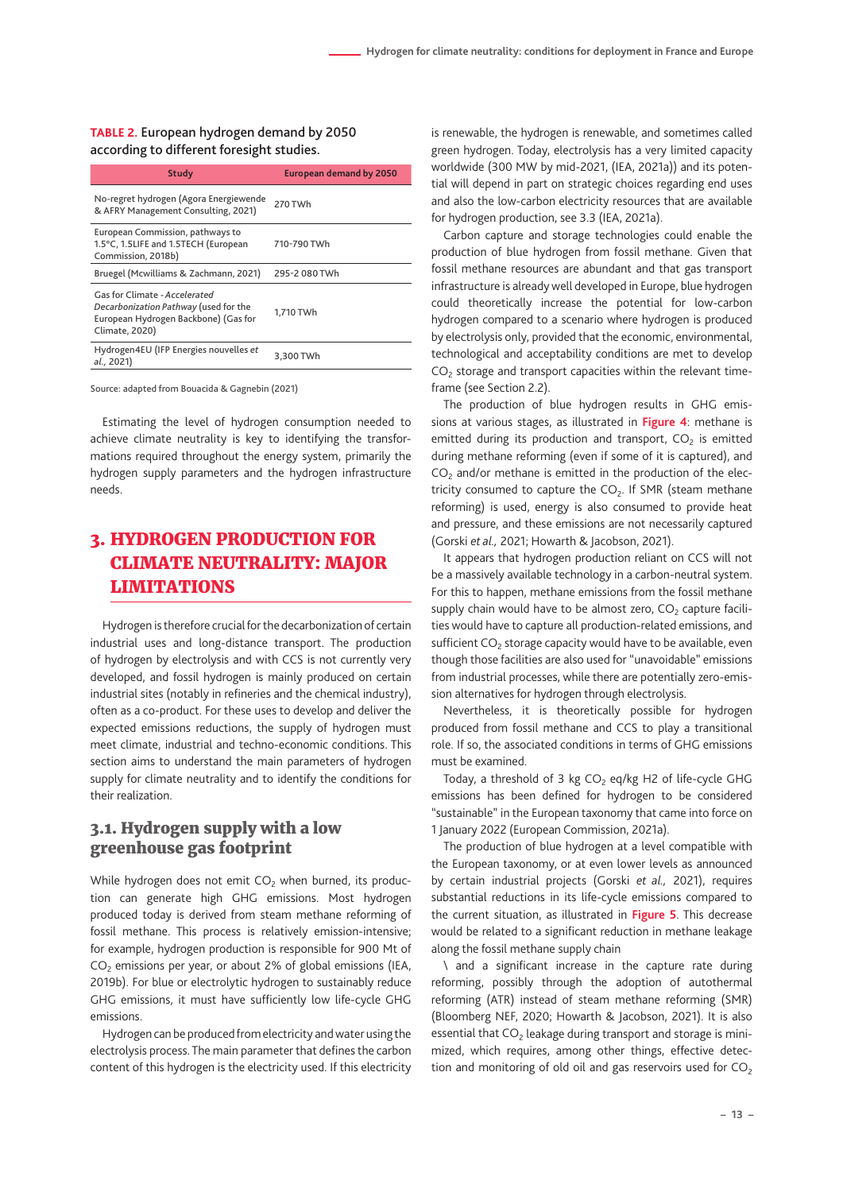**TABLE 2.** European hydrogen demand by 2050 according to different foresight studies.

| Study | European demand by 2050 |
|---|---|
| No-regret hydrogen (Agora Energiewende & AFRY Management Consulting, 2021) | 270 TWh |
| European Commission, pathways to 1.5°C, 1.5LIFE and 1.5TECH (European Commission, 2018b) | 710-790 TWh |
| Bruegel (Mcwilliams & Zachmann, 2021) | 295-2 080 TWh |
| Gas for Climate - *Accelerated Decarbonization Pathway* (used for the European Hydrogen Backbone) (Gas for Climate, 2020) | 1,710 TWh |
| Hydrogen4EU (IFP Energies nouvelles *et al.*, 2021) | 3,300 TWh |

Source: adapted from Bouacida & Gagnebin (2021)

Estimating the level of hydrogen consumption needed to achieve climate neutrality is key to identifying the transformations required throughout the energy system, primarily the hydrogen supply parameters and the hydrogen infrastructure needs.

# 3. HYDROGEN PRODUCTION FOR CLIMATE NEUTRALITY: MAJOR LIMITATIONS

Hydrogen is therefore crucial for the decarbonization of certain industrial uses and long-distance transport. The production of hydrogen by electrolysis and with CCS is not currently very developed, and fossil hydrogen is mainly produced on certain industrial sites (notably in refineries and the chemical industry), often as a co-product. For these uses to develop and deliver the expected emissions reductions, the supply of hydrogen must meet climate, industrial and techno-economic conditions. This section aims to understand the main parameters of hydrogen supply for climate neutrality and to identify the conditions for their realization.

## 3.1. Hydrogen supply with a low greenhouse gas footprint

While hydrogen does not emit $CO_2$ when burned, its production can generate high GHG emissions. Most hydrogen produced today is derived from steam methane reforming of fossil methane. This process is relatively emission-intensive; for example, hydrogen production is responsible for 900 Mt of $CO_2$ emissions per year, or about 2% of global emissions (IEA, 2019b). For blue or electrolytic hydrogen to sustainably reduce GHG emissions, it must have sufficiently low life-cycle GHG emissions.

Hydrogen can be produced from electricity and water using the electrolysis process. The main parameter that defines the carbon content of this hydrogen is the electricity used. If this electricity is renewable, the hydrogen is renewable, and sometimes called green hydrogen. Today, electrolysis has a very limited capacity worldwide (300 MW by mid-2021, (IEA, 2021a)) and its potential will depend in part on strategic choices regarding end uses and also the low-carbon electricity resources that are available for hydrogen production, see 3.3 (IEA, 2021a).

Carbon capture and storage technologies could enable the production of blue hydrogen from fossil methane. Given that fossil methane resources are abundant and that gas transport infrastructure is already well developed in Europe, blue hydrogen could theoretically increase the potential for low-carbon hydrogen compared to a scenario where hydrogen is produced by electrolysis only, provided that the economic, environmental, technological and acceptability conditions are met to develop $CO_2$ storage and transport capacities within the relevant timeframe (see Section 2.2).

The production of blue hydrogen results in GHG emissions at various stages, as illustrated in **Figure 4**: methane is emitted during its production and transport, $CO_2$ is emitted during methane reforming (even if some of it is captured), and $CO_2$ and/or methane is emitted in the production of the electricity consumed to capture the $CO_2$. If SMR (steam methane reforming) is used, energy is also consumed to provide heat and pressure, and these emissions are not necessarily captured (Gorski *et al.,* 2021; Howarth & Jacobson, 2021).

It appears that hydrogen production reliant on CCS will not be a massively available technology in a carbon-neutral system. For this to happen, methane emissions from the fossil methane supply chain would have to be almost zero, $CO_2$ capture facilities would have to capture all production-related emissions, and sufficient $CO_2$ storage capacity would have to be available, even though those facilities are also used for "unavoidable" emissions from industrial processes, while there are potentially zero-emission alternatives for hydrogen through electrolysis.

Nevertheless, it is theoretically possible for hydrogen produced from fossil methane and CCS to play a transitional role. If so, the associated conditions in terms of GHG emissions must be examined.

Today, a threshold of 3 kg $CO_2$ eq/kg H2 of life-cycle GHG emissions has been defined for hydrogen to be considered "sustainable" in the European taxonomy that came into force on 1 January 2022 (European Commission, 2021a).

The production of blue hydrogen at a level compatible with the European taxonomy, or at even lower levels as announced by certain industrial projects (Gorski *et al.,* 2021), requires substantial reductions in its life-cycle emissions compared to the current situation, as illustrated in **Figure 5**. This decrease would be related to a significant reduction in methane leakage along the fossil methane supply chain

\ and a significant increase in the capture rate during reforming, possibly through the adoption of autothermal reforming (ATR) instead of steam methane reforming (SMR) (Bloomberg NEF, 2020; Howarth & Jacobson, 2021). It is also essential that $CO_2$ leakage during transport and storage is minimized, which requires, among other things, effective detection and monitoring of old oil and gas reservoirs used for $CO_2$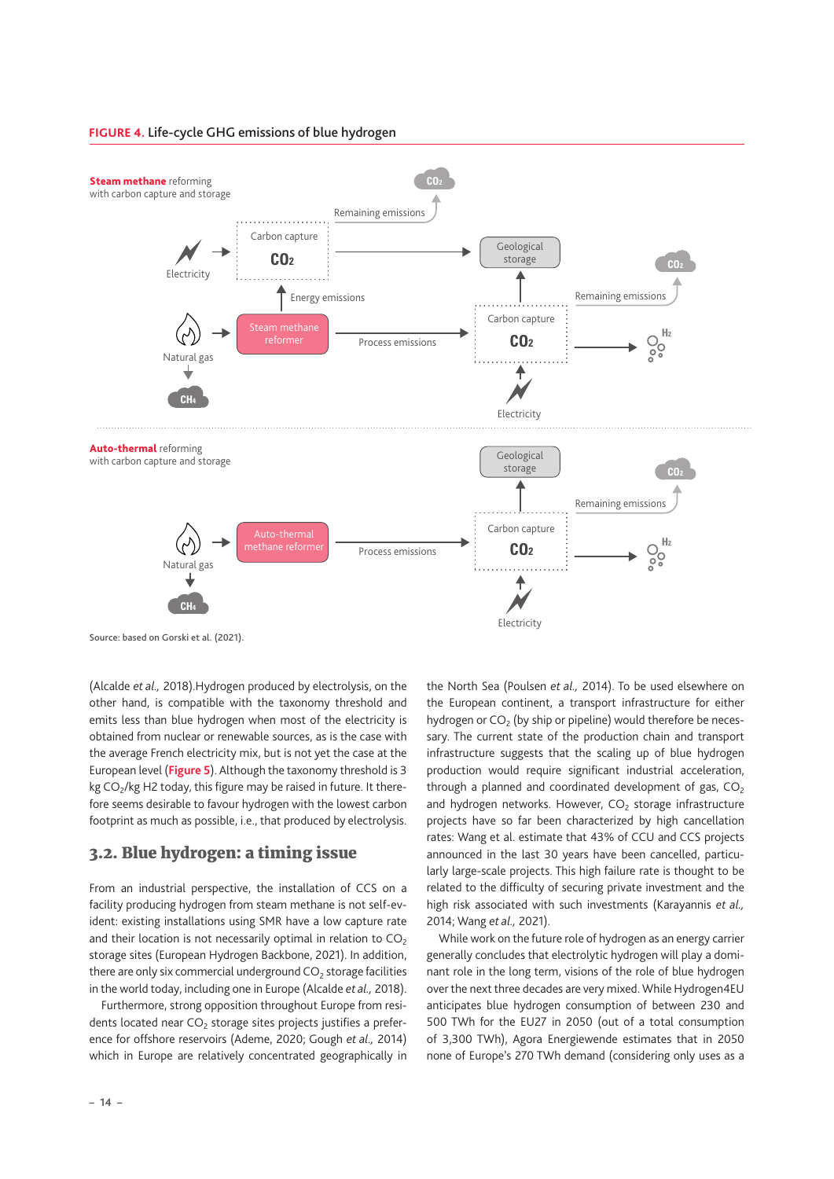**FIGURE 4.** Life-cycle GHG emissions of blue hydrogen

**Steam methane** reforming
with carbon capture and storage

Carbon capture $CO_2$ — Remaining emissions — $CO_2$
Electricity → Carbon capture $CO_2$ → Geological storage
Energy emissions
Natural gas → Steam methane reformer → Process emissions → Carbon capture $CO_2$ → $H_2$
Natural gas → $CH_4$
Electricity → Carbon capture
Remaining emissions → $CO_2$

**Auto-thermal** reforming
with carbon capture and storage

Geological storage
Remaining emissions → $CO_2$
Natural gas → Auto-thermal methane reformer → Process emissions → Carbon capture $CO_2$ → $H_2$
Natural gas → $CH_4$
Electricity → Carbon capture

Source: based on Gorski et al. (2021).

(Alcalde *et al.,* 2018).Hydrogen produced by electrolysis, on the other hand, is compatible with the taxonomy threshold and emits less than blue hydrogen when most of the electricity is obtained from nuclear or renewable sources, as is the case with the average French electricity mix, but is not yet the case at the European level (Figure 5). Although the taxonomy threshold is 3 kg $CO_2$/kg H2 today, this figure may be raised in future. It therefore seems desirable to favour hydrogen with the lowest carbon footprint as much as possible, i.e., that produced by electrolysis.

## 3.2. Blue hydrogen: a timing issue

From an industrial perspective, the installation of CCS on a facility producing hydrogen from steam methane is not self-evident: existing installations using SMR have a low capture rate and their location is not necessarily optimal in relation to $CO_2$ storage sites (European Hydrogen Backbone, 2021). In addition, there are only six commercial underground $CO_2$ storage facilities in the world today, including one in Europe (Alcalde *et al.,* 2018).

Furthermore, strong opposition throughout Europe from residents located near $CO_2$ storage sites projects justifies a preference for offshore reservoirs (Ademe, 2020; Gough *et al.,* 2014) which in Europe are relatively concentrated geographically in the North Sea (Poulsen *et al.,* 2014). To be used elsewhere on the European continent, a transport infrastructure for either hydrogen or $CO_2$ (by ship or pipeline) would therefore be necessary. The current state of the production chain and transport infrastructure suggests that the scaling up of blue hydrogen production would require significant industrial acceleration, through a planned and coordinated development of gas, $CO_2$ and hydrogen networks. However, $CO_2$ storage infrastructure projects have so far been characterized by high cancellation rates: Wang et al. estimate that 43% of CCU and CCS projects announced in the last 30 years have been cancelled, particularly large-scale projects. This high failure rate is thought to be related to the difficulty of securing private investment and the high risk associated with such investments (Karayannis *et al.,* 2014; Wang *et al.,* 2021).

While work on the future role of hydrogen as an energy carrier generally concludes that electrolytic hydrogen will play a dominant role in the long term, visions of the role of blue hydrogen over the next three decades are very mixed. While Hydrogen4EU anticipates blue hydrogen consumption of between 230 and 500 TWh for the EU27 in 2050 (out of a total consumption of 3,300 TWh), Agora Energiewende estimates that in 2050 none of Europe's 270 TWh demand (considering only uses as a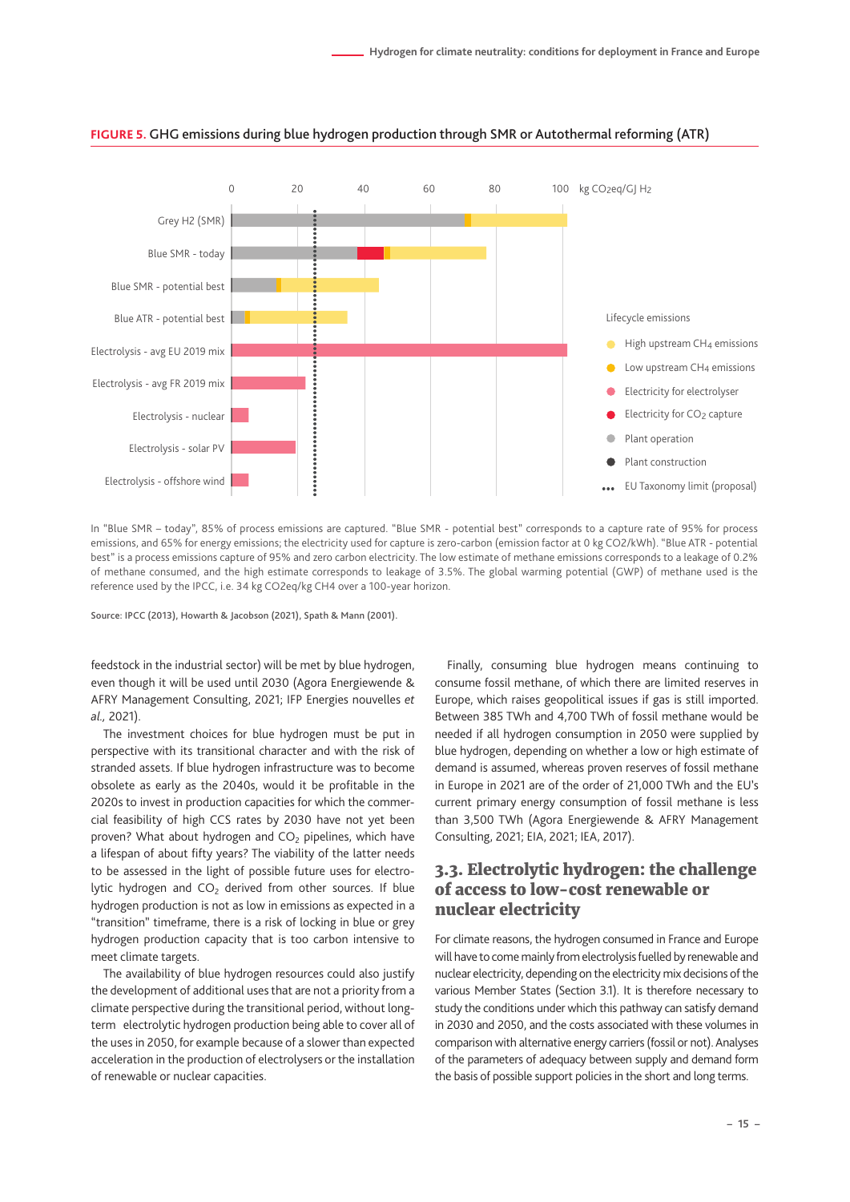**FIGURE 5.** GHG emissions during blue hydrogen production through SMR or Autothermal reforming (ATR)

In "Blue SMR – today", 85% of process emissions are captured. "Blue SMR - potential best" corresponds to a capture rate of 95% for process emissions, and 65% for energy emissions; the electricity used for capture is zero-carbon (emission factor at 0 kg CO2/kWh). "Blue ATR - potential best" is a process emissions capture of 95% and zero carbon electricity. The low estimate of methane emissions corresponds to a leakage of 0.2% of methane consumed, and the high estimate corresponds to leakage of 3.5%. The global warming potential (GWP) of methane used is the reference used by the IPCC, i.e. 34 kg CO2eq/kg CH4 over a 100-year horizon.

Source: IPCC (2013), Howarth & Jacobson (2021), Spath & Mann (2001).

feedstock in the industrial sector) will be met by blue hydrogen, even though it will be used until 2030 (Agora Energiewende & AFRY Management Consulting, 2021; IFP Energies nouvelles *et al.,* 2021).

The investment choices for blue hydrogen must be put in perspective with its transitional character and with the risk of stranded assets. If blue hydrogen infrastructure was to become obsolete as early as the 2040s, would it be profitable in the 2020s to invest in production capacities for which the commercial feasibility of high CCS rates by 2030 have not yet been proven? What about hydrogen and $CO_2$ pipelines, which have a lifespan of about fifty years? The viability of the latter needs to be assessed in the light of possible future uses for electrolytic hydrogen and $CO_2$ derived from other sources. If blue hydrogen production is not as low in emissions as expected in a "transition" timeframe, there is a risk of locking in blue or grey hydrogen production capacity that is too carbon intensive to meet climate targets.

The availability of blue hydrogen resources could also justify the development of additional uses that are not a priority from a climate perspective during the transitional period, without long-term electrolytic hydrogen production being able to cover all of the uses in 2050, for example because of a slower than expected acceleration in the production of electrolysers or the installation of renewable or nuclear capacities.

Finally, consuming blue hydrogen means continuing to consume fossil methane, of which there are limited reserves in Europe, which raises geopolitical issues if gas is still imported. Between 385 TWh and 4,700 TWh of fossil methane would be needed if all hydrogen consumption in 2050 were supplied by blue hydrogen, depending on whether a low or high estimate of demand is assumed, whereas proven reserves of fossil methane in Europe in 2021 are of the order of 21,000 TWh and the EU's current primary energy consumption of fossil methane is less than 3,500 TWh (Agora Energiewende & AFRY Management Consulting, 2021; EIA, 2021; IEA, 2017).

## 3.3. Electrolytic hydrogen: the challenge of access to low-cost renewable or nuclear electricity

For climate reasons, the hydrogen consumed in France and Europe will have to come mainly from electrolysis fuelled by renewable and nuclear electricity, depending on the electricity mix decisions of the various Member States (Section 3.1). It is therefore necessary to study the conditions under which this pathway can satisfy demand in 2030 and 2050, and the costs associated with these volumes in comparison with alternative energy carriers (fossil or not). Analyses of the parameters of adequacy between supply and demand form the basis of possible support policies in the short and long terms.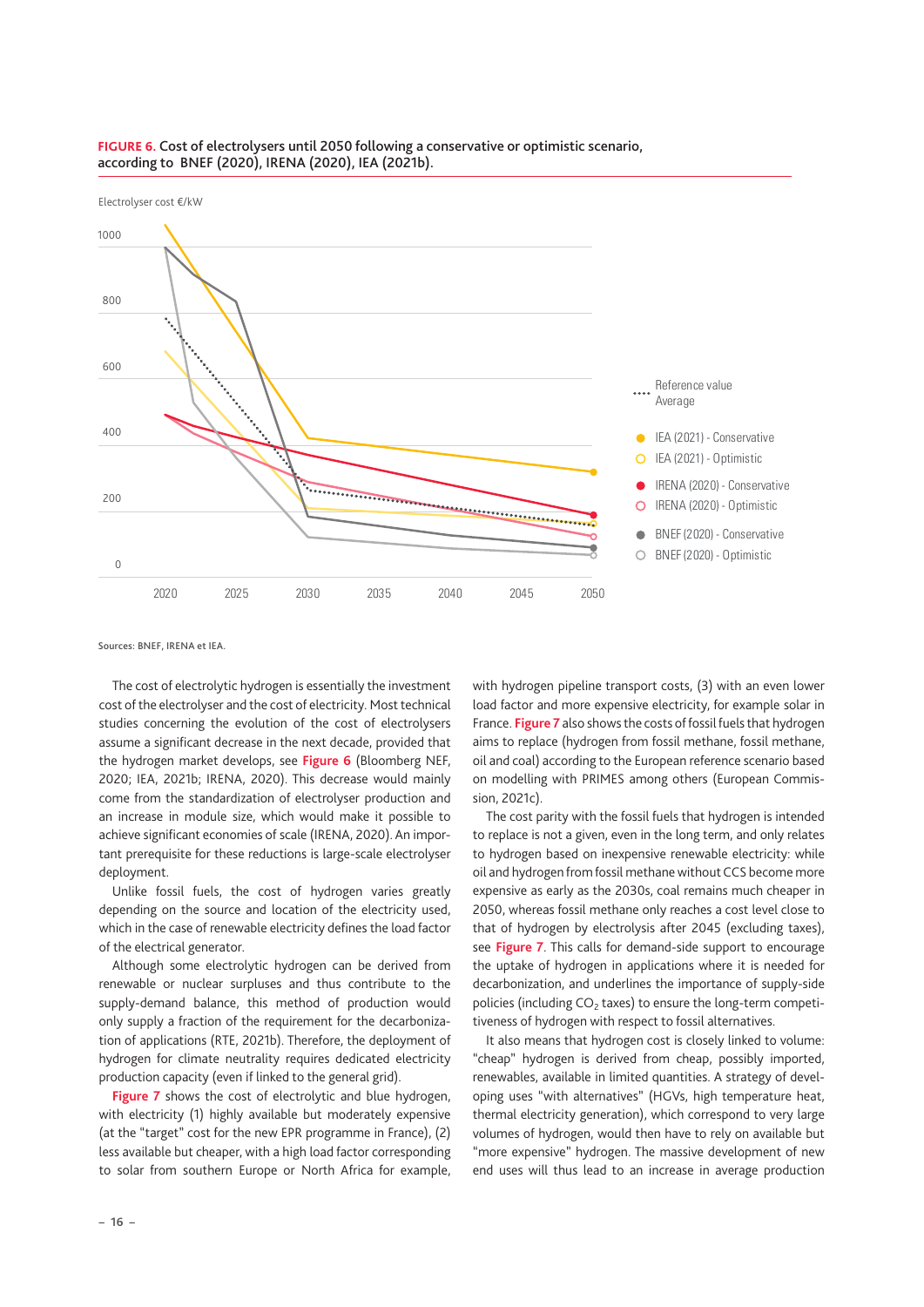**FIGURE 6.** Cost of electrolysers until 2050 following a conservative or optimistic scenario, according to BNEF (2020), IRENA (2020), IEA (2021b).

Sources: BNEF, IRENA et IEA.

The cost of electrolytic hydrogen is essentially the investment cost of the electrolyser and the cost of electricity. Most technical studies concerning the evolution of the cost of electrolysers assume a significant decrease in the next decade, provided that the hydrogen market develops, see **Figure 6** (Bloomberg NEF, 2020; IEA, 2021b; IRENA, 2020). This decrease would mainly come from the standardization of electrolyser production and an increase in module size, which would make it possible to achieve significant economies of scale (IRENA, 2020). An important prerequisite for these reductions is large-scale electrolyser deployment.

Unlike fossil fuels, the cost of hydrogen varies greatly depending on the source and location of the electricity used, which in the case of renewable electricity defines the load factor of the electrical generator.

Although some electrolytic hydrogen can be derived from renewable or nuclear surpluses and thus contribute to the supply-demand balance, this method of production would only supply a fraction of the requirement for the decarbonization of applications (RTE, 2021b). Therefore, the deployment of hydrogen for climate neutrality requires dedicated electricity production capacity (even if linked to the general grid).

**Figure 7** shows the cost of electrolytic and blue hydrogen, with electricity (1) highly available but moderately expensive (at the "target" cost for the new EPR programme in France), (2) less available but cheaper, with a high load factor corresponding to solar from southern Europe or North Africa for example, with hydrogen pipeline transport costs, (3) with an even lower load factor and more expensive electricity, for example solar in France. **Figure 7** also shows the costs of fossil fuels that hydrogen aims to replace (hydrogen from fossil methane, fossil methane, oil and coal) according to the European reference scenario based on modelling with PRIMES among others (European Commission, 2021c).

The cost parity with the fossil fuels that hydrogen is intended to replace is not a given, even in the long term, and only relates to hydrogen based on inexpensive renewable electricity: while oil and hydrogen from fossil methane without CCS become more expensive as early as the 2030s, coal remains much cheaper in 2050, whereas fossil methane only reaches a cost level close to that of hydrogen by electrolysis after 2045 (excluding taxes), see **Figure 7**. This calls for demand-side support to encourage the uptake of hydrogen in applications where it is needed for decarbonization, and underlines the importance of supply-side policies (including $CO_2$ taxes) to ensure the long-term competitiveness of hydrogen with respect to fossil alternatives.

It also means that hydrogen cost is closely linked to volume: "cheap" hydrogen is derived from cheap, possibly imported, renewables, available in limited quantities. A strategy of developing uses "with alternatives" (HGVs, high temperature heat, thermal electricity generation), which correspond to very large volumes of hydrogen, would then have to rely on available but "more expensive" hydrogen. The massive development of new end uses will thus lead to an increase in average production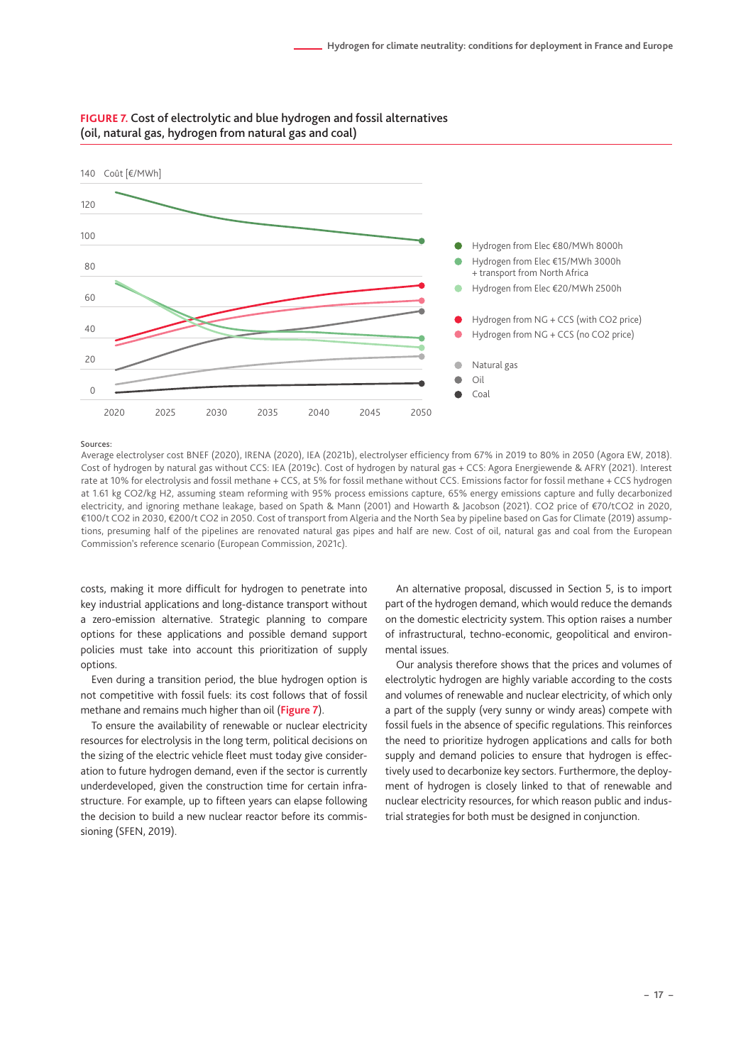**FIGURE 7.** Cost of electrolytic and blue hydrogen and fossil alternatives (oil, natural gas, hydrogen from natural gas and coal)

140 Coût [€/MWh]

- Hydrogen from Elec €80/MWh 8000h
- Hydrogen from Elec €15/MWh 3000h + transport from North Africa
- Hydrogen from Elec €20/MWh 2500h
- Hydrogen from NG + CCS (with CO2 price)
- Hydrogen from NG + CCS (no CO2 price)
- Natural gas
- Oil
- Coal

Sources:
Average electrolyser cost BNEF (2020), IRENA (2020), IEA (2021b), electrolyser efficiency from 67% in 2019 to 80% in 2050 (Agora EW, 2018). Cost of hydrogen by natural gas without CCS: IEA (2019c). Cost of hydrogen by natural gas + CCS: Agora Energiewende & AFRY (2021). Interest rate at 10% for electrolysis and fossil methane + CCS, at 5% for fossil methane without CCS. Emissions factor for fossil methane + CCS hydrogen at 1.61 kg CO2/kg H2, assuming steam reforming with 95% process emissions capture, 65% energy emissions capture and fully decarbonized electricity, and ignoring methane leakage, based on Spath & Mann (2001) and Howarth & Jacobson (2021). CO2 price of €70/tCO2 in 2020, €100/t CO2 in 2030, €200/t CO2 in 2050. Cost of transport from Algeria and the North Sea by pipeline based on Gas for Climate (2019) assumptions, presuming half of the pipelines are renovated natural gas pipes and half are new. Cost of oil, natural gas and coal from the European Commission's reference scenario (European Commission, 2021c).

costs, making it more difficult for hydrogen to penetrate into key industrial applications and long-distance transport without a zero-emission alternative. Strategic planning to compare options for these applications and possible demand support policies must take into account this prioritization of supply options.

Even during a transition period, the blue hydrogen option is not competitive with fossil fuels: its cost follows that of fossil methane and remains much higher than oil (Figure 7).

To ensure the availability of renewable or nuclear electricity resources for electrolysis in the long term, political decisions on the sizing of the electric vehicle fleet must today give consideration to future hydrogen demand, even if the sector is currently underdeveloped, given the construction time for certain infrastructure. For example, up to fifteen years can elapse following the decision to build a new nuclear reactor before its commissioning (SFEN, 2019).

An alternative proposal, discussed in Section 5, is to import part of the hydrogen demand, which would reduce the demands on the domestic electricity system. This option raises a number of infrastructural, techno-economic, geopolitical and environmental issues.

Our analysis therefore shows that the prices and volumes of electrolytic hydrogen are highly variable according to the costs and volumes of renewable and nuclear electricity, of which only a part of the supply (very sunny or windy areas) compete with fossil fuels in the absence of specific regulations. This reinforces the need to prioritize hydrogen applications and calls for both supply and demand policies to ensure that hydrogen is effectively used to decarbonize key sectors. Furthermore, the deployment of hydrogen is closely linked to that of renewable and nuclear electricity resources, for which reason public and industrial strategies for both must be designed in conjunction.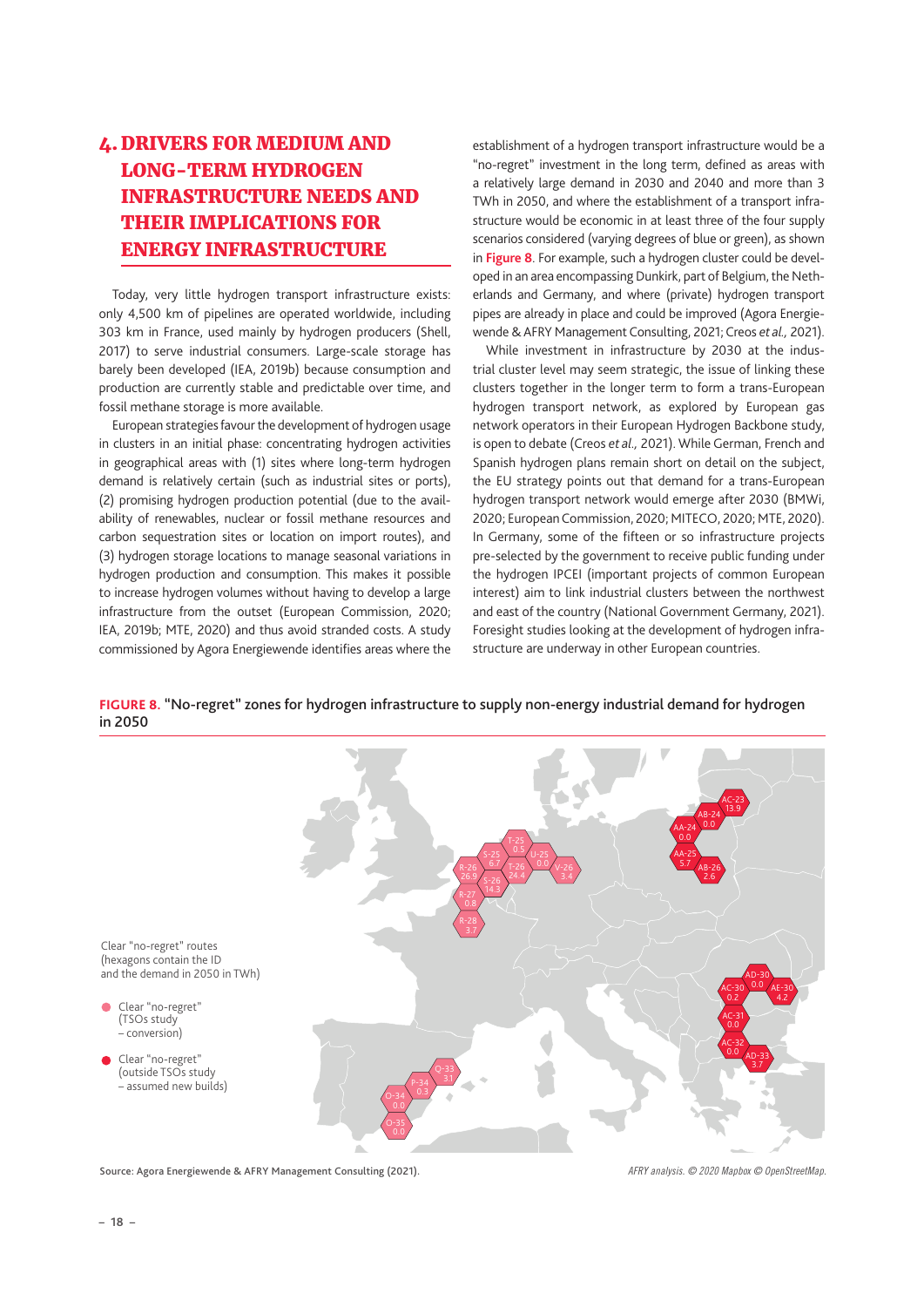## 4. DRIVERS FOR MEDIUM AND LONG-TERM HYDROGEN INFRASTRUCTURE NEEDS AND THEIR IMPLICATIONS FOR ENERGY INFRASTRUCTURE

Today, very little hydrogen transport infrastructure exists: only 4,500 km of pipelines are operated worldwide, including 303 km in France, used mainly by hydrogen producers (Shell, 2017) to serve industrial consumers. Large-scale storage has barely been developed (IEA, 2019b) because consumption and production are currently stable and predictable over time, and fossil methane storage is more available.

European strategies favour the development of hydrogen usage in clusters in an initial phase: concentrating hydrogen activities in geographical areas with (1) sites where long-term hydrogen demand is relatively certain (such as industrial sites or ports), (2) promising hydrogen production potential (due to the availability of renewables, nuclear or fossil methane resources and carbon sequestration sites or location on import routes), and (3) hydrogen storage locations to manage seasonal variations in hydrogen production and consumption. This makes it possible to increase hydrogen volumes without having to develop a large infrastructure from the outset (European Commission, 2020; IEA, 2019b; MTE, 2020) and thus avoid stranded costs. A study commissioned by Agora Energiewende identifies areas where the establishment of a hydrogen transport infrastructure would be a "no-regret" investment in the long term, defined as areas with a relatively large demand in 2030 and 2040 and more than 3 TWh in 2050, and where the establishment of a transport infrastructure would be economic in at least three of the four supply scenarios considered (varying degrees of blue or green), as shown in **Figure 8**. For example, such a hydrogen cluster could be developed in an area encompassing Dunkirk, part of Belgium, the Netherlands and Germany, and where (private) hydrogen transport pipes are already in place and could be improved (Agora Energiewende & AFRY Management Consulting, 2021; Creos *et al.,* 2021).

While investment in infrastructure by 2030 at the industrial cluster level may seem strategic, the issue of linking these clusters together in the longer term to form a trans-European hydrogen transport network, as explored by European gas network operators in their European Hydrogen Backbone study, is open to debate (Creos *et al.,* 2021). While German, French and Spanish hydrogen plans remain short on detail on the subject, the EU strategy points out that demand for a trans-European hydrogen transport network would emerge after 2030 (BMWi, 2020; European Commission, 2020; MITECO, 2020; MTE, 2020). In Germany, some of the fifteen or so infrastructure projects pre-selected by the government to receive public funding under the hydrogen IPCEI (important projects of common European interest) aim to link industrial clusters between the northwest and east of the country (National Government Germany, 2021). Foresight studies looking at the development of hydrogen infrastructure are underway in other European countries.

**FIGURE 8.** "No-regret" zones for hydrogen infrastructure to supply non-energy industrial demand for hydrogen in 2050

Clear "no-regret" routes (hexagons contain the ID and the demand in 2050 in TWh)

- Clear "no-regret" (TSOs study – conversion)
- Clear "no-regret" (outside TSOs study – assumed new builds)

T-25 0.5; S-25 6.7; U-25 0.0; R-26 26.9; T-26 24.4; V-26 3.4; S-26 14.3; R-27 0.8; R-28 3.7; AC-23 13.9; AB-24 0.0; AA-24 0.0; AA-25 5.7; AB-26 2.6; AD-30 0.0; AC-30 0.2; AE-30 4.2; AC-31 0.0; AC-32 0.0; AD-33 3.7; Q-33 3.1; P-34 0.3; O-34 0.0; O-35 0.0

Source: Agora Energiewende & AFRY Management Consulting (2021).

*AFRY analysis. © 2020 Mapbox © OpenStreetMap.*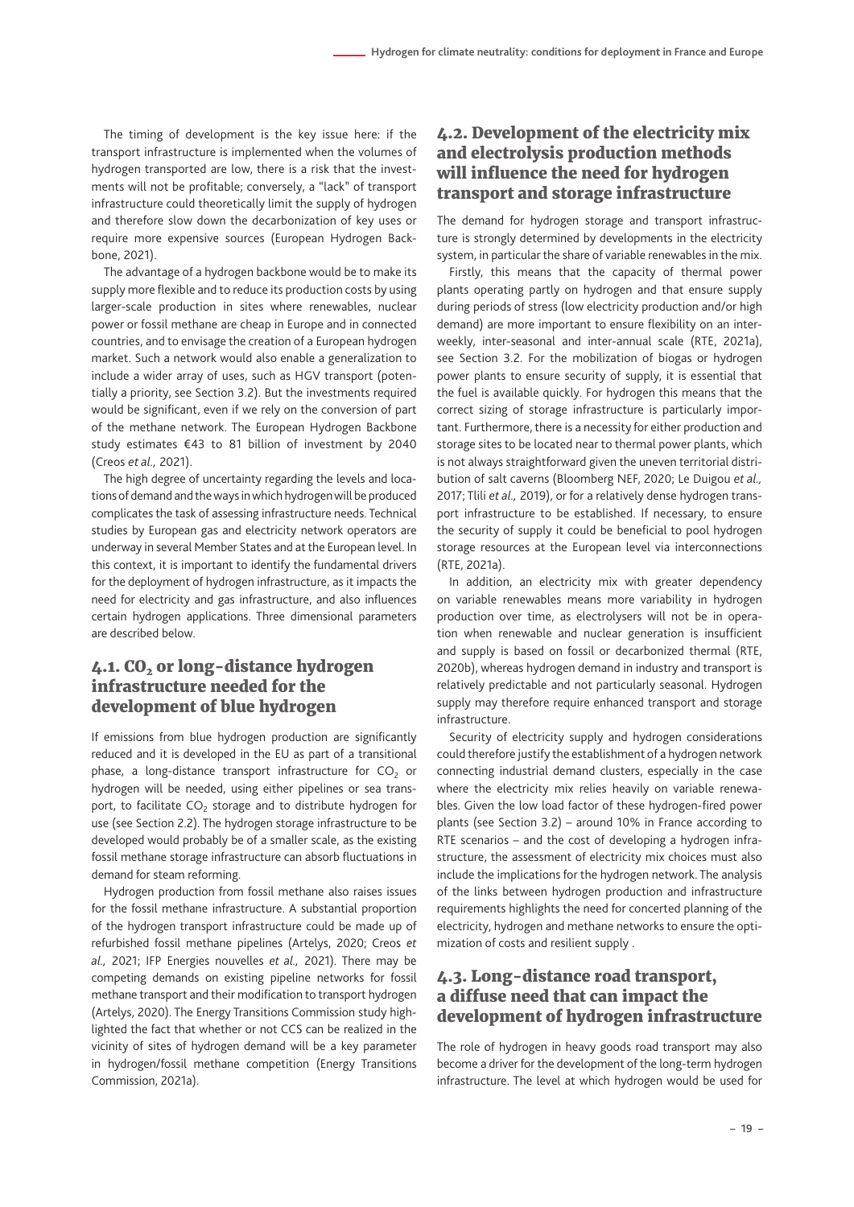The timing of development is the key issue here: if the transport infrastructure is implemented when the volumes of hydrogen transported are low, there is a risk that the investments will not be profitable; conversely, a "lack" of transport infrastructure could theoretically limit the supply of hydrogen and therefore slow down the decarbonization of key uses or require more expensive sources (European Hydrogen Backbone, 2021).

The advantage of a hydrogen backbone would be to make its supply more flexible and to reduce its production costs by using larger-scale production in sites where renewables, nuclear power or fossil methane are cheap in Europe and in connected countries, and to envisage the creation of a European hydrogen market. Such a network would also enable a generalization to include a wider array of uses, such as HGV transport (potentially a priority, see Section 3.2). But the investments required would be significant, even if we rely on the conversion of part of the methane network. The European Hydrogen Backbone study estimates €43 to 81 billion of investment by 2040 (Creos *et al.,* 2021).

The high degree of uncertainty regarding the levels and locations of demand and the ways in which hydrogen will be produced complicates the task of assessing infrastructure needs. Technical studies by European gas and electricity network operators are underway in several Member States and at the European level. In this context, it is important to identify the fundamental drivers for the deployment of hydrogen infrastructure, as it impacts the need for electricity and gas infrastructure, and also influences certain hydrogen applications. Three dimensional parameters are described below.

## 4.1. $CO_2$ or long-distance hydrogen infrastructure needed for the development of blue hydrogen

If emissions from blue hydrogen production are significantly reduced and it is developed in the EU as part of a transitional phase, a long-distance transport infrastructure for $CO_2$ or hydrogen will be needed, using either pipelines or sea transport, to facilitate $CO_2$ storage and to distribute hydrogen for use (see Section 2.2). The hydrogen storage infrastructure to be developed would probably be of a smaller scale, as the existing fossil methane storage infrastructure can absorb fluctuations in demand for steam reforming.

Hydrogen production from fossil methane also raises issues for the fossil methane infrastructure. A substantial proportion of the hydrogen transport infrastructure could be made up of refurbished fossil methane pipelines (Artelys, 2020; Creos *et al.,* 2021; IFP Energies nouvelles *et al.,* 2021). There may be competing demands on existing pipeline networks for fossil methane transport and their modification to transport hydrogen (Artelys, 2020). The Energy Transitions Commission study highlighted the fact that whether or not CCS can be realized in the vicinity of sites of hydrogen demand will be a key parameter in hydrogen/fossil methane competition (Energy Transitions Commission, 2021a).

## 4.2. Development of the electricity mix and electrolysis production methods will influence the need for hydrogen transport and storage infrastructure

The demand for hydrogen storage and transport infrastructure is strongly determined by developments in the electricity system, in particular the share of variable renewables in the mix.

Firstly, this means that the capacity of thermal power plants operating partly on hydrogen and that ensure supply during periods of stress (low electricity production and/or high demand) are more important to ensure flexibility on an inter-weekly, inter-seasonal and inter-annual scale (RTE, 2021a), see Section 3.2. For the mobilization of biogas or hydrogen power plants to ensure security of supply, it is essential that the fuel is available quickly. For hydrogen this means that the correct sizing of storage infrastructure is particularly important. Furthermore, there is a necessity for either production and storage sites to be located near to thermal power plants, which is not always straightforward given the uneven territorial distribution of salt caverns (Bloomberg NEF, 2020; Le Duigou *et al.,* 2017; Tlili *et al.,* 2019), or for a relatively dense hydrogen transport infrastructure to be established. If necessary, to ensure the security of supply it could be beneficial to pool hydrogen storage resources at the European level via interconnections (RTE, 2021a).

In addition, an electricity mix with greater dependency on variable renewables means more variability in hydrogen production over time, as electrolysers will not be in operation when renewable and nuclear generation is insufficient and supply is based on fossil or decarbonized thermal (RTE, 2020b), whereas hydrogen demand in industry and transport is relatively predictable and not particularly seasonal. Hydrogen supply may therefore require enhanced transport and storage infrastructure.

Security of electricity supply and hydrogen considerations could therefore justify the establishment of a hydrogen network connecting industrial demand clusters, especially in the case where the electricity mix relies heavily on variable renewables. Given the low load factor of these hydrogen-fired power plants (see Section 3.2) – around 10% in France according to RTE scenarios – and the cost of developing a hydrogen infrastructure, the assessment of electricity mix choices must also include the implications for the hydrogen network. The analysis of the links between hydrogen production and infrastructure requirements highlights the need for concerted planning of the electricity, hydrogen and methane networks to ensure the optimization of costs and resilient supply .

## 4.3. Long-distance road transport, a diffuse need that can impact the development of hydrogen infrastructure

The role of hydrogen in heavy goods road transport may also become a driver for the development of the long-term hydrogen infrastructure. The level at which hydrogen would be used for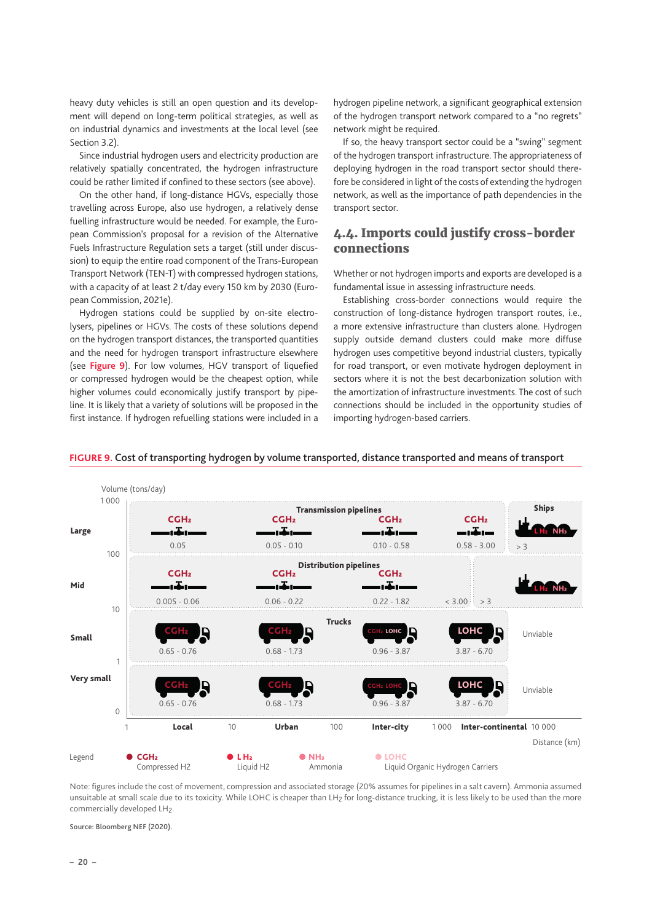heavy duty vehicles is still an open question and its development will depend on long-term political strategies, as well as on industrial dynamics and investments at the local level (see Section 3.2).

Since industrial hydrogen users and electricity production are relatively spatially concentrated, the hydrogen infrastructure could be rather limited if confined to these sectors (see above).

On the other hand, if long-distance HGVs, especially those travelling across Europe, also use hydrogen, a relatively dense fuelling infrastructure would be needed. For example, the European Commission's proposal for a revision of the Alternative Fuels Infrastructure Regulation sets a target (still under discussion) to equip the entire road component of the Trans-European Transport Network (TEN-T) with compressed hydrogen stations, with a capacity of at least 2 t/day every 150 km by 2030 (European Commission, 2021e).

Hydrogen stations could be supplied by on-site electrolysers, pipelines or HGVs. The costs of these solutions depend on the hydrogen transport distances, the transported quantities and the need for hydrogen transport infrastructure elsewhere (see **Figure 9**). For low volumes, HGV transport of liquefied or compressed hydrogen would be the cheapest option, while higher volumes could economically justify transport by pipeline. It is likely that a variety of solutions will be proposed in the first instance. If hydrogen refuelling stations were included in a hydrogen pipeline network, a significant geographical extension of the hydrogen transport network compared to a "no regrets" network might be required.

If so, the heavy transport sector could be a "swing" segment of the hydrogen transport infrastructure. The appropriateness of deploying hydrogen in the road transport sector should therefore be considered in light of the costs of extending the hydrogen network, as well as the importance of path dependencies in the transport sector.

## 4.4. Imports could justify cross-border connections

Whether or not hydrogen imports and exports are developed is a fundamental issue in assessing infrastructure needs.

Establishing cross-border connections would require the construction of long-distance hydrogen transport routes, i.e., a more extensive infrastructure than clusters alone. Hydrogen supply outside demand clusters could make more diffuse hydrogen uses competitive beyond industrial clusters, typically for road transport, or even motivate hydrogen deployment in sectors where it is not the best decarbonization solution with the amortization of infrastructure investments. The cost of such connections should be included in the opportunity studies of importing hydrogen-based carriers.

**FIGURE 9.** Cost of transporting hydrogen by volume transported, distance transported and means of transport

| Volume (tons/day) | Local (1–10 km) | Urban (10–100 km) | Inter-city (100–1 000 km) | | Inter-continental (1 000–10 000 km) |
|---|---|---|---|---|---|
| **Large** (100–1 000) | Transmission pipelines: CGH₂ 0.05 | CGH₂ 0.05 - 0.10 | CGH₂ 0.10 - 0.58 | CGH₂ 0.58 - 3.00 | Ships: LH₂, NH₃ > 3 |
| **Mid** (10–100) | Distribution pipelines: CGH₂ 0.005 - 0.06 | CGH₂ 0.06 - 0.22 | CGH₂ 0.22 - 1.82 | < 3.00 | Ships: LH₂, NH₃ > 3 |
| **Small** (1–10) | Trucks: CGH₂ 0.65 - 0.76 | CGH₂ 0.68 - 1.73 | CGH₂, LOHC 0.96 - 3.87 | LOHC 3.87 - 6.70 | Unviable |
| **Very small** (0–1) | Trucks: CGH₂ 0.65 - 0.76 | CGH₂ 0.68 - 1.73 | CGH₂, LOHC 0.96 - 3.87 | LOHC 3.87 - 6.70 | Unviable |

Distance (km)

Legend: CGH₂ Compressed H2; LH₂ Liquid H2; NH₃ Ammonia; LOHC Liquid Organic Hydrogen Carriers

Note: figures include the cost of movement, compression and associated storage (20% assumes for pipelines in a salt cavern). Ammonia assumed unsuitable at small scale due to its toxicity. While LOHC is cheaper than $LH_2$ for long-distance trucking, it is less likely to be used than the more commercially developed $LH_2$.

Source: Bloomberg NEF (2020).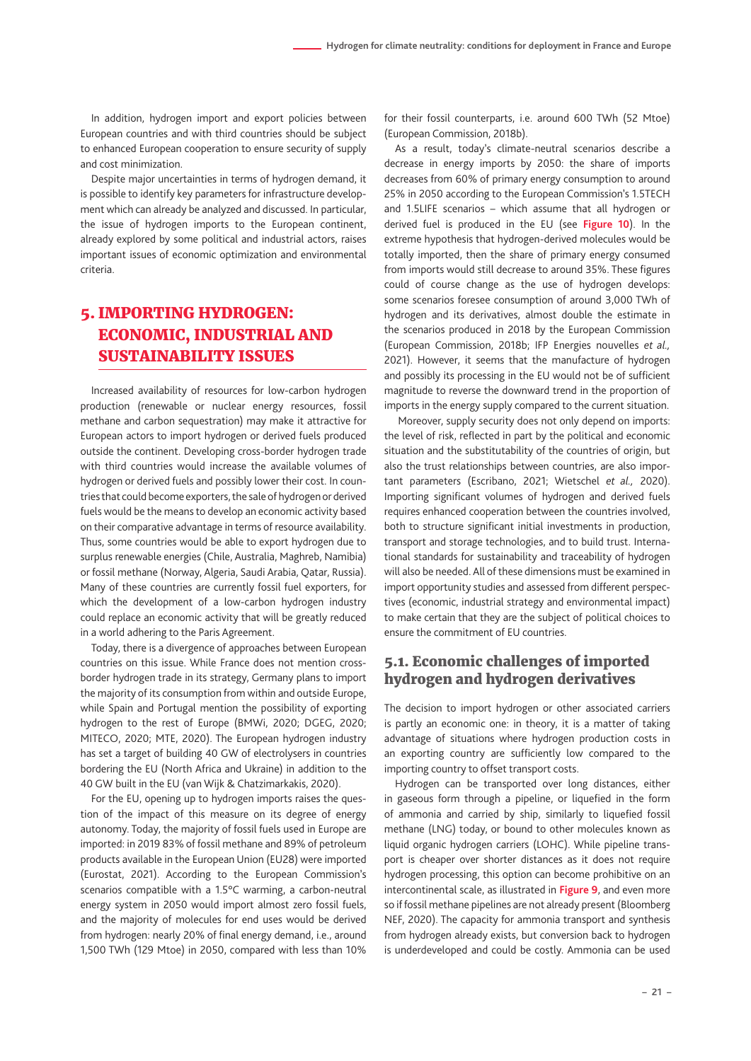In addition, hydrogen import and export policies between European countries and with third countries should be subject to enhanced European cooperation to ensure security of supply and cost minimization.

Despite major uncertainties in terms of hydrogen demand, it is possible to identify key parameters for infrastructure development which can already be analyzed and discussed. In particular, the issue of hydrogen imports to the European continent, already explored by some political and industrial actors, raises important issues of economic optimization and environmental criteria.

# 5. IMPORTING HYDROGEN: ECONOMIC, INDUSTRIAL AND SUSTAINABILITY ISSUES

Increased availability of resources for low-carbon hydrogen production (renewable or nuclear energy resources, fossil methane and carbon sequestration) may make it attractive for European actors to import hydrogen or derived fuels produced outside the continent. Developing cross-border hydrogen trade with third countries would increase the available volumes of hydrogen or derived fuels and possibly lower their cost. In countries that could become exporters, the sale of hydrogen or derived fuels would be the means to develop an economic activity based on their comparative advantage in terms of resource availability. Thus, some countries would be able to export hydrogen due to surplus renewable energies (Chile, Australia, Maghreb, Namibia) or fossil methane (Norway, Algeria, Saudi Arabia, Qatar, Russia). Many of these countries are currently fossil fuel exporters, for which the development of a low-carbon hydrogen industry could replace an economic activity that will be greatly reduced in a world adhering to the Paris Agreement.

Today, there is a divergence of approaches between European countries on this issue. While France does not mention cross-border hydrogen trade in its strategy, Germany plans to import the majority of its consumption from within and outside Europe, while Spain and Portugal mention the possibility of exporting hydrogen to the rest of Europe (BMWi, 2020; DGEG, 2020; MITECO, 2020; MTE, 2020). The European hydrogen industry has set a target of building 40 GW of electrolysers in countries bordering the EU (North Africa and Ukraine) in addition to the 40 GW built in the EU (van Wijk & Chatzimarkakis, 2020).

For the EU, opening up to hydrogen imports raises the question of the impact of this measure on its degree of energy autonomy. Today, the majority of fossil fuels used in Europe are imported: in 2019 83% of fossil methane and 89% of petroleum products available in the European Union (EU28) were imported (Eurostat, 2021). According to the European Commission's scenarios compatible with a 1.5°C warming, a carbon-neutral energy system in 2050 would import almost zero fossil fuels, and the majority of molecules for end uses would be derived from hydrogen: nearly 20% of final energy demand, i.e., around 1,500 TWh (129 Mtoe) in 2050, compared with less than 10% for their fossil counterparts, i.e. around 600 TWh (52 Mtoe) (European Commission, 2018b).

As a result, today's climate-neutral scenarios describe a decrease in energy imports by 2050: the share of imports decreases from 60% of primary energy consumption to around 25% in 2050 according to the European Commission's 1.5TECH and 1.5LIFE scenarios – which assume that all hydrogen or derived fuel is produced in the EU (see **Figure 10**). In the extreme hypothesis that hydrogen-derived molecules would be totally imported, then the share of primary energy consumed from imports would still decrease to around 35%. These figures could of course change as the use of hydrogen develops: some scenarios foresee consumption of around 3,000 TWh of hydrogen and its derivatives, almost double the estimate in the scenarios produced in 2018 by the European Commission (European Commission, 2018b; IFP Energies nouvelles *et al.,* 2021). However, it seems that the manufacture of hydrogen and possibly its processing in the EU would not be of sufficient magnitude to reverse the downward trend in the proportion of imports in the energy supply compared to the current situation.

Moreover, supply security does not only depend on imports: the level of risk, reflected in part by the political and economic situation and the substitutability of the countries of origin, but also the trust relationships between countries, are also important parameters (Escribano, 2021; Wietschel *et al.,* 2020). Importing significant volumes of hydrogen and derived fuels requires enhanced cooperation between the countries involved, both to structure significant initial investments in production, transport and storage technologies, and to build trust. International standards for sustainability and traceability of hydrogen will also be needed. All of these dimensions must be examined in import opportunity studies and assessed from different perspectives (economic, industrial strategy and environmental impact) to make certain that they are the subject of political choices to ensure the commitment of EU countries.

## 5.1. Economic challenges of imported hydrogen and hydrogen derivatives

The decision to import hydrogen or other associated carriers is partly an economic one: in theory, it is a matter of taking advantage of situations where hydrogen production costs in an exporting country are sufficiently low compared to the importing country to offset transport costs.

Hydrogen can be transported over long distances, either in gaseous form through a pipeline, or liquefied in the form of ammonia and carried by ship, similarly to liquefied fossil methane (LNG) today, or bound to other molecules known as liquid organic hydrogen carriers (LOHC). While pipeline transport is cheaper over shorter distances as it does not require hydrogen processing, this option can become prohibitive on an intercontinental scale, as illustrated in **Figure 9**, and even more so if fossil methane pipelines are not already present (Bloomberg NEF, 2020). The capacity for ammonia transport and synthesis from hydrogen already exists, but conversion back to hydrogen is underdeveloped and could be costly. Ammonia can be used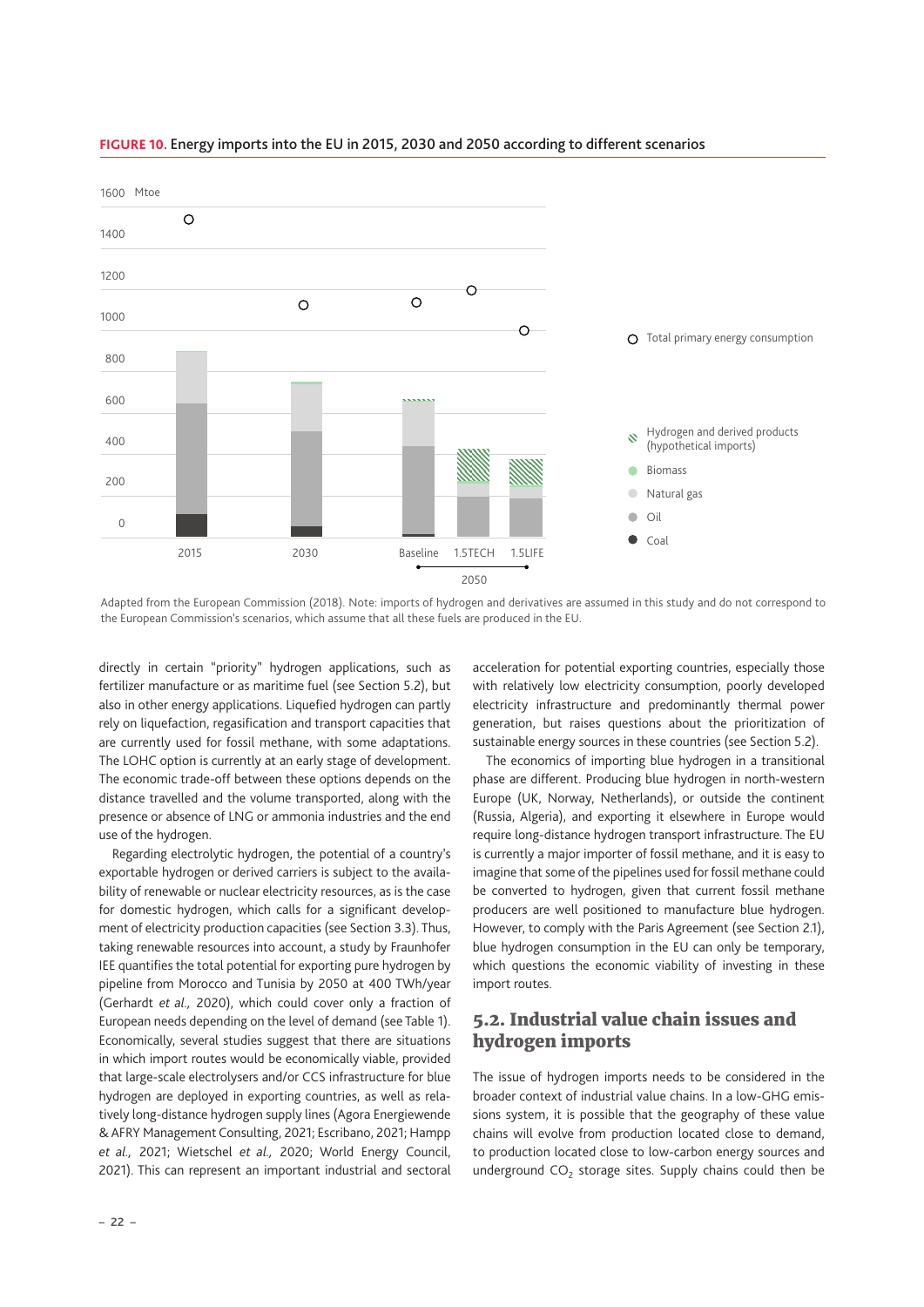**FIGURE 10.** Energy imports into the EU in 2015, 2030 and 2050 according to different scenarios

Adapted from the European Commission (2018). Note: imports of hydrogen and derivatives are assumed in this study and do not correspond to the European Commission's scenarios, which assume that all these fuels are produced in the EU.

directly in certain "priority" hydrogen applications, such as fertilizer manufacture or as maritime fuel (see Section 5.2), but also in other energy applications. Liquefied hydrogen can partly rely on liquefaction, regasification and transport capacities that are currently used for fossil methane, with some adaptations. The LOHC option is currently at an early stage of development. The economic trade-off between these options depends on the distance travelled and the volume transported, along with the presence or absence of LNG or ammonia industries and the end use of the hydrogen.

Regarding electrolytic hydrogen, the potential of a country's exportable hydrogen or derived carriers is subject to the availability of renewable or nuclear electricity resources, as is the case for domestic hydrogen, which calls for a significant development of electricity production capacities (see Section 3.3). Thus, taking renewable resources into account, a study by Fraunhofer IEE quantifies the total potential for exporting pure hydrogen by pipeline from Morocco and Tunisia by 2050 at 400 TWh/year (Gerhardt *et al.,* 2020), which could cover only a fraction of European needs depending on the level of demand (see Table 1). Economically, several studies suggest that there are situations in which import routes would be economically viable, provided that large-scale electrolysers and/or CCS infrastructure for blue hydrogen are deployed in exporting countries, as well as relatively long-distance hydrogen supply lines (Agora Energiewende & AFRY Management Consulting, 2021; Escribano, 2021; Hampp *et al.,* 2021; Wietschel *et al.,* 2020; World Energy Council, 2021). This can represent an important industrial and sectoral acceleration for potential exporting countries, especially those with relatively low electricity consumption, poorly developed electricity infrastructure and predominantly thermal power generation, but raises questions about the prioritization of sustainable energy sources in these countries (see Section 5.2).

The economics of importing blue hydrogen in a transitional phase are different. Producing blue hydrogen in north-western Europe (UK, Norway, Netherlands), or outside the continent (Russia, Algeria), and exporting it elsewhere in Europe would require long-distance hydrogen transport infrastructure. The EU is currently a major importer of fossil methane, and it is easy to imagine that some of the pipelines used for fossil methane could be converted to hydrogen, given that current fossil methane producers are well positioned to manufacture blue hydrogen. However, to comply with the Paris Agreement (see Section 2.1), blue hydrogen consumption in the EU can only be temporary, which questions the economic viability of investing in these import routes.

## 5.2. Industrial value chain issues and hydrogen imports

The issue of hydrogen imports needs to be considered in the broader context of industrial value chains. In a low-GHG emissions system, it is possible that the geography of these value chains will evolve from production located close to demand, to production located close to low-carbon energy sources and underground $CO_2$ storage sites. Supply chains could then be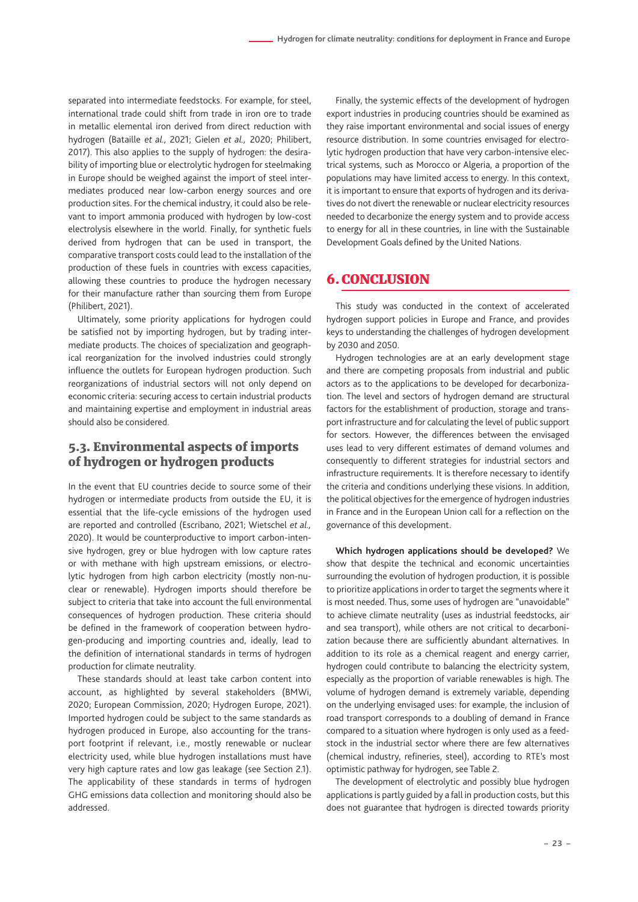separated into intermediate feedstocks. For example, for steel, international trade could shift from trade in iron ore to trade in metallic elemental iron derived from direct reduction with hydrogen (Bataille *et al.,* 2021; Gielen *et al.,* 2020; Philibert, 2017). This also applies to the supply of hydrogen: the desirability of importing blue or electrolytic hydrogen for steelmaking in Europe should be weighed against the import of steel intermediates produced near low-carbon energy sources and ore production sites. For the chemical industry, it could also be relevant to import ammonia produced with hydrogen by low-cost electrolysis elsewhere in the world. Finally, for synthetic fuels derived from hydrogen that can be used in transport, the comparative transport costs could lead to the installation of the production of these fuels in countries with excess capacities, allowing these countries to produce the hydrogen necessary for their manufacture rather than sourcing them from Europe (Philibert, 2021).

Ultimately, some priority applications for hydrogen could be satisfied not by importing hydrogen, but by trading intermediate products. The choices of specialization and geographical reorganization for the involved industries could strongly influence the outlets for European hydrogen production. Such reorganizations of industrial sectors will not only depend on economic criteria: securing access to certain industrial products and maintaining expertise and employment in industrial areas should also be considered.

## 5.3. Environmental aspects of imports of hydrogen or hydrogen products

In the event that EU countries decide to source some of their hydrogen or intermediate products from outside the EU, it is essential that the life-cycle emissions of the hydrogen used are reported and controlled (Escribano, 2021; Wietschel *et al.,* 2020). It would be counterproductive to import carbon-intensive hydrogen, grey or blue hydrogen with low capture rates or with methane with high upstream emissions, or electrolytic hydrogen from high carbon electricity (mostly non-nuclear or renewable). Hydrogen imports should therefore be subject to criteria that take into account the full environmental consequences of hydrogen production. These criteria should be defined in the framework of cooperation between hydrogen-producing and importing countries and, ideally, lead to the definition of international standards in terms of hydrogen production for climate neutrality.

These standards should at least take carbon content into account, as highlighted by several stakeholders (BMWi, 2020; European Commission, 2020; Hydrogen Europe, 2021). Imported hydrogen could be subject to the same standards as hydrogen produced in Europe, also accounting for the transport footprint if relevant, i.e., mostly renewable or nuclear electricity used, while blue hydrogen installations must have very high capture rates and low gas leakage (see Section 2.1). The applicability of these standards in terms of hydrogen GHG emissions data collection and monitoring should also be addressed.

Finally, the systemic effects of the development of hydrogen export industries in producing countries should be examined as they raise important environmental and social issues of energy resource distribution. In some countries envisaged for electrolytic hydrogen production that have very carbon-intensive electrical systems, such as Morocco or Algeria, a proportion of the populations may have limited access to energy. In this context, it is important to ensure that exports of hydrogen and its derivatives do not divert the renewable or nuclear electricity resources needed to decarbonize the energy system and to provide access to energy for all in these countries, in line with the Sustainable Development Goals defined by the United Nations.

# 6. CONCLUSION

This study was conducted in the context of accelerated hydrogen support policies in Europe and France, and provides keys to understanding the challenges of hydrogen development by 2030 and 2050.

Hydrogen technologies are at an early development stage and there are competing proposals from industrial and public actors as to the applications to be developed for decarbonization. The level and sectors of hydrogen demand are structural factors for the establishment of production, storage and transport infrastructure and for calculating the level of public support for sectors. However, the differences between the envisaged uses lead to very different estimates of demand volumes and consequently to different strategies for industrial sectors and infrastructure requirements. It is therefore necessary to identify the criteria and conditions underlying these visions. In addition, the political objectives for the emergence of hydrogen industries in France and in the European Union call for a reflection on the governance of this development.

**Which hydrogen applications should be developed?** We show that despite the technical and economic uncertainties surrounding the evolution of hydrogen production, it is possible to prioritize applications in order to target the segments where it is most needed. Thus, some uses of hydrogen are "unavoidable" to achieve climate neutrality (uses as industrial feedstocks, air and sea transport), while others are not critical to decarbonization because there are sufficiently abundant alternatives. In addition to its role as a chemical reagent and energy carrier, hydrogen could contribute to balancing the electricity system, especially as the proportion of variable renewables is high. The volume of hydrogen demand is extremely variable, depending on the underlying envisaged uses: for example, the inclusion of road transport corresponds to a doubling of demand in France compared to a situation where hydrogen is only used as a feedstock in the industrial sector where there are few alternatives (chemical industry, refineries, steel), according to RTE's most optimistic pathway for hydrogen, see Table 2.

The development of electrolytic and possibly blue hydrogen applications is partly guided by a fall in production costs, but this does not guarantee that hydrogen is directed towards priority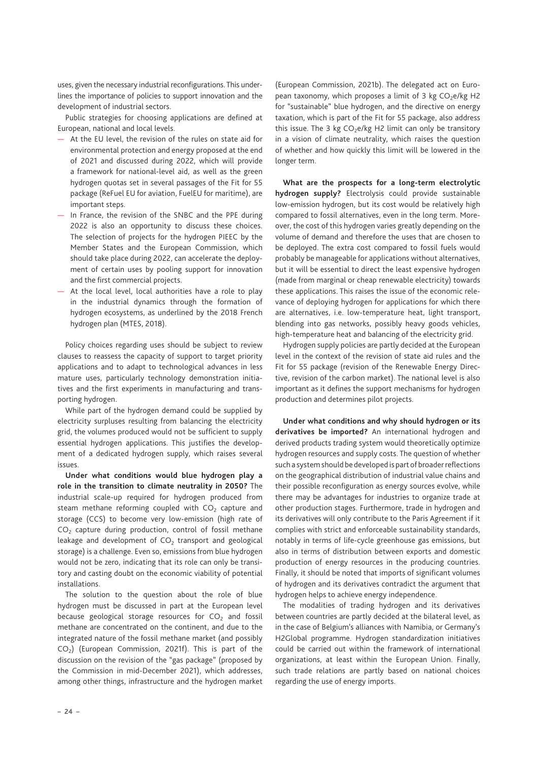uses, given the necessary industrial reconfigurations. This underlines the importance of policies to support innovation and the development of industrial sectors.

Public strategies for choosing applications are defined at European, national and local levels.

- At the EU level, the revision of the rules on state aid for environmental protection and energy proposed at the end of 2021 and discussed during 2022, which will provide a framework for national-level aid, as well as the green hydrogen quotas set in several passages of the Fit for 55 package (ReFuel EU for aviation, FuelEU for maritime), are important steps.
- In France, the revision of the SNBC and the PPE during 2022 is also an opportunity to discuss these choices. The selection of projects for the hydrogen PIEEC by the Member States and the European Commission, which should take place during 2022, can accelerate the deployment of certain uses by pooling support for innovation and the first commercial projects.
- At the local level, local authorities have a role to play in the industrial dynamics through the formation of hydrogen ecosystems, as underlined by the 2018 French hydrogen plan (MTES, 2018).

Policy choices regarding uses should be subject to review clauses to reassess the capacity of support to target priority applications and to adapt to technological advances in less mature uses, particularly technology demonstration initiatives and the first experiments in manufacturing and transporting hydrogen.

While part of the hydrogen demand could be supplied by electricity surpluses resulting from balancing the electricity grid, the volumes produced would not be sufficient to supply essential hydrogen applications. This justifies the development of a dedicated hydrogen supply, which raises several issues.

**Under what conditions would blue hydrogen play a role in the transition to climate neutrality in 2050?** The industrial scale-up required for hydrogen produced from steam methane reforming coupled with $CO_2$ capture and storage (CCS) to become very low-emission (high rate of $CO_2$ capture during production, control of fossil methane leakage and development of $CO_2$ transport and geological storage) is a challenge. Even so, emissions from blue hydrogen would not be zero, indicating that its role can only be transitory and casting doubt on the economic viability of potential installations.

The solution to the question about the role of blue hydrogen must be discussed in part at the European level because geological storage resources for $CO_2$ and fossil methane are concentrated on the continent, and due to the integrated nature of the fossil methane market (and possibly $CO_2$) (European Commission, 2021f). This is part of the discussion on the revision of the "gas package" (proposed by the Commission in mid-December 2021), which addresses, among other things, infrastructure and the hydrogen market (European Commission, 2021b). The delegated act on European taxonomy, which proposes a limit of 3 kg $CO_2$e/kg H2 for "sustainable" blue hydrogen, and the directive on energy taxation, which is part of the Fit for 55 package, also address this issue. The 3 kg $CO_2$e/kg H2 limit can only be transitory in a vision of climate neutrality, which raises the question of whether and how quickly this limit will be lowered in the longer term.

**What are the prospects for a long-term electrolytic hydrogen supply?** Electrolysis could provide sustainable low-emission hydrogen, but its cost would be relatively high compared to fossil alternatives, even in the long term. Moreover, the cost of this hydrogen varies greatly depending on the volume of demand and therefore the uses that are chosen to be deployed. The extra cost compared to fossil fuels would probably be manageable for applications without alternatives, but it will be essential to direct the least expensive hydrogen (made from marginal or cheap renewable electricity) towards these applications. This raises the issue of the economic relevance of deploying hydrogen for applications for which there are alternatives, i.e. low-temperature heat, light transport, blending into gas networks, possibly heavy goods vehicles, high-temperature heat and balancing of the electricity grid.

Hydrogen supply policies are partly decided at the European level in the context of the revision of state aid rules and the Fit for 55 package (revision of the Renewable Energy Directive, revision of the carbon market). The national level is also important as it defines the support mechanisms for hydrogen production and determines pilot projects.

**Under what conditions and why should hydrogen or its derivatives be imported?** An international hydrogen and derived products trading system would theoretically optimize hydrogen resources and supply costs. The question of whether such a system should be developed is part of broader reflections on the geographical distribution of industrial value chains and their possible reconfiguration as energy sources evolve, while there may be advantages for industries to organize trade at other production stages. Furthermore, trade in hydrogen and its derivatives will only contribute to the Paris Agreement if it complies with strict and enforceable sustainability standards, notably in terms of life-cycle greenhouse gas emissions, but also in terms of distribution between exports and domestic production of energy resources in the producing countries. Finally, it should be noted that imports of significant volumes of hydrogen and its derivatives contradict the argument that hydrogen helps to achieve energy independence.

The modalities of trading hydrogen and its derivatives between countries are partly decided at the bilateral level, as in the case of Belgium's alliances with Namibia, or Germany's H2Global programme. Hydrogen standardization initiatives could be carried out within the framework of international organizations, at least within the European Union. Finally, such trade relations are partly based on national choices regarding the use of energy imports.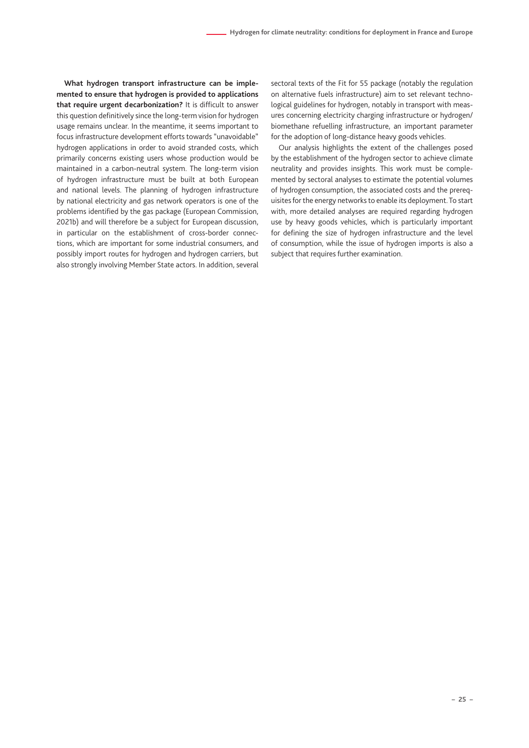**What hydrogen transport infrastructure can be implemented to ensure that hydrogen is provided to applications that require urgent decarbonization?** It is difficult to answer this question definitively since the long-term vision for hydrogen usage remains unclear. In the meantime, it seems important to focus infrastructure development efforts towards "unavoidable" hydrogen applications in order to avoid stranded costs, which primarily concerns existing users whose production would be maintained in a carbon-neutral system. The long-term vision of hydrogen infrastructure must be built at both European and national levels. The planning of hydrogen infrastructure by national electricity and gas network operators is one of the problems identified by the gas package (European Commission, 2021b) and will therefore be a subject for European discussion, in particular on the establishment of cross-border connections, which are important for some industrial consumers, and possibly import routes for hydrogen and hydrogen carriers, but also strongly involving Member State actors. In addition, several sectoral texts of the Fit for 55 package (notably the regulation on alternative fuels infrastructure) aim to set relevant technological guidelines for hydrogen, notably in transport with measures concerning electricity charging infrastructure or hydrogen/biomethane refuelling infrastructure, an important parameter for the adoption of long-distance heavy goods vehicles.

Our analysis highlights the extent of the challenges posed by the establishment of the hydrogen sector to achieve climate neutrality and provides insights. This work must be complemented by sectoral analyses to estimate the potential volumes of hydrogen consumption, the associated costs and the prerequisites for the energy networks to enable its deployment. To start with, more detailed analyses are required regarding hydrogen use by heavy goods vehicles, which is particularly important for defining the size of hydrogen infrastructure and the level of consumption, while the issue of hydrogen imports is also a subject that requires further examination.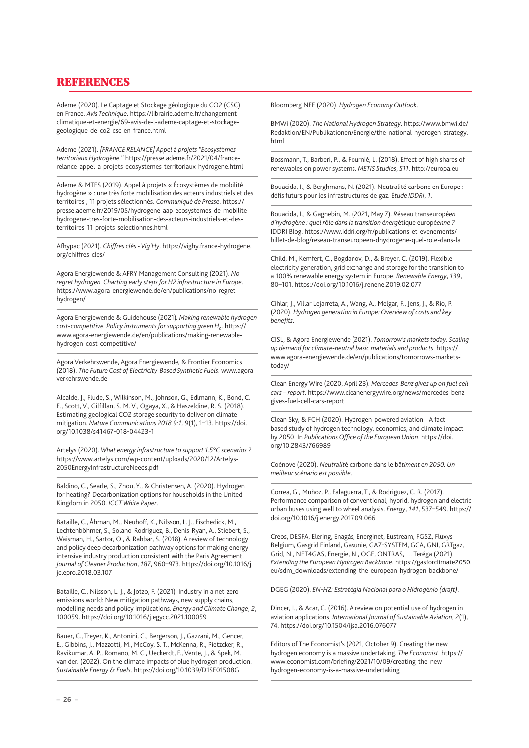# REFERENCES

Ademe (2020). Le Captage et Stockage géologique du CO2 (CSC) en France. *Avis Technique*. https://librairie.ademe.fr/changement-climatique-et-energie/69-avis-de-l-ademe-captage-et-stockage-geologique-de-co2-csc-en-france.html

Ademe (2021). *[FRANCE RELANCE] Appel à projets "Ecosystèmes territoriaux Hydrogène."* https://presse.ademe.fr/2021/04/france-relance-appel-a-projets-ecosystemes-territoriaux-hydrogene.html

Ademe & MTES (2019). Appel à projets « Écosystèmes de mobilité hydrogène » : une très forte mobilisation des acteurs industriels et des territoires , 11 projets sélectionnés. *Communiqué de Presse*. https://presse.ademe.fr/2019/05/hydrogene-aap-ecosystemes-de-mobilite-hydrogene-tres-forte-mobilisation-des-acteurs-industriels-et-des-territoires-11-projets-selectionnes.html

Afhypac (2021). *Chiffres clés - Vig'Hy*. https://vighy.france-hydrogene.org/chiffres-cles/

Agora Energiewende & AFRY Management Consulting (2021). *No-regret hydrogen. Charting early steps for H2 infrastructure in Europe*. https://www.agora-energiewende.de/en/publications/no-regret-hydrogen/

Agora Energiewende & Guidehouse (2021). *Making renewable hydrogen cost-competitive. Policy instruments for supporting green $H_2$*. https://www.agora-energiewende.de/en/publications/making-renewable-hydrogen-cost-competitive/

Agora Verkehrswende, Agora Energiewende, & Frontier Economics (2018). *The Future Cost of Electricity-Based Synthetic Fuels*. www.agora-verkehrswende.de

Alcalde, J., Flude, S., Wilkinson, M., Johnson, G., Edlmann, K., Bond, C. E., Scott, V., Gilfillan, S. M. V., Ogaya, X., & Haszeldine, R. S. (2018). Estimating geological CO2 storage security to deliver on climate mitigation. *Nature Communications 2018 9:1*, *9*(1), 1–13. https://doi.org/10.1038/s41467-018-04423-1

Artelys (2020). *What energy infrastructure to support 1.5°C scenarios ?* https://www.artelys.com/wp-content/uploads/2020/12/Artelys-2050EnergyInfrastructureNeeds.pdf

Baldino, C., Searle, S., Zhou, Y., & Christensen, A. (2020). Hydrogen for heating? Decarbonization options for households in the United Kingdom in 2050. *ICCT White Paper*.

Bataille, C., Åhman, M., Neuhoff, K., Nilsson, L. J., Fischedick, M., Lechtenböhmer, S., Solano-Rodriguez, B., Denis-Ryan, A., Stiebert, S., Waisman, H., Sartor, O., & Rahbar, S. (2018). A review of technology and policy deep decarbonization pathway options for making energy-intensive industry production consistent with the Paris Agreement. *Journal of Cleaner Production*, *187*, 960–973. https://doi.org/10.1016/j.jclepro.2018.03.107

Bataille, C., Nilsson, L. J., & Jotzo, F. (2021). Industry in a net-zero emissions world: New mitigation pathways, new supply chains, modelling needs and policy implications. *Energy and Climate Change*, *2*, 100059. https://doi.org/10.1016/j.egycc.2021.100059

Bauer, C., Treyer, K., Antonini, C., Bergerson, J., Gazzani, M., Gencer, E., Gibbins, J., Mazzotti, M., McCoy, S. T., McKenna, R., Pietzcker, R., Ravikumar, A. P., Romano, M. C., Ueckerdt, F., Vente, J., & Spek, M. van der. (2022). On the climate impacts of blue hydrogen production. *Sustainable Energy & Fuels*. https://doi.org/10.1039/D1SE01508G

Bloomberg NEF (2020). *Hydrogen Economy Outlook*.

BMWi (2020). *The National Hydrogen Strategy*. https://www.bmwi.de/Redaktion/EN/Publikationen/Energie/the-national-hydrogen-strategy.html

Bossmann, T., Barberi, P., & Fournié, L. (2018). Effect of high shares of renewables on power systems. *METIS Studies*, *S11*. http://europa.eu

Bouacida, I., & Berghmans, N. (2021). Neutralité carbone en Europe : défis futurs pour les infrastructures de gaz. *Étude IDDRI*, *1*.

Bouacida, I., & Gagnebin, M. (2021, May 7). *Réseau transeuropéen d'hydrogène : quel rôle dans la transition énergétique européenne ?* IDDRI Blog. https://www.iddri.org/fr/publications-et-evenements/billet-de-blog/reseau-transeuropeen-dhydrogene-quel-role-dans-la

Child, M., Kemfert, C., Bogdanov, D., & Breyer, C. (2019). Flexible electricity generation, grid exchange and storage for the transition to a 100% renewable energy system in Europe. *Renewable Energy*, *139*, 80–101. https://doi.org/10.1016/j.renene.2019.02.077

Cihlar, J., Villar Lejarreta, A., Wang, A., Melgar, F., Jens, J., & Rio, P. (2020). *Hydrogen generation in Europe: Overview of costs and key benefits*.

CISL, & Agora Energiewende (2021). *Tomorrow's markets today: Scaling up demand for climate-neutral basic materials and products*. https://www.agora-energiewende.de/en/publications/tomorrows-markets-today/

Clean Energy Wire (2020, April 23). *Mercedes-Benz gives up on fuel cell cars – report*. https://www.cleanenergywire.org/news/mercedes-benz-gives-fuel-cell-cars-report

Clean Sky, & FCH (2020). Hydrogen-powered aviation - A fact-based study of hydrogen technology, economics, and climate impact by 2050. In *Publications Office of the European Union*. https://doi.org/10.2843/766989

Coénove (2020). *Neutralité carbone dans le bâtiment en 2050. Un meilleur scénario est possible*.

Correa, G., Muñoz, P., Falaguerra, T., & Rodriguez, C. R. (2017). Performance comparison of conventional, hybrid, hydrogen and electric urban buses using well to wheel analysis. *Energy*, *141*, 537–549. https://doi.org/10.1016/j.energy.2017.09.066

Creos, DESFA, Elering, Enagás, Energinet, Eustream, FGSZ, Fluxys Belgium, Gasgrid Finland, Gasunie, GAZ-SYSTEM, GCA, GNI, GRTgaz, Grid, N., NET4GAS, Energie, N., OGE, ONTRAS, … Teréga (2021). *Extending the European Hydrogen Backbone*. https://gasforclimate2050.eu/sdm_downloads/extending-the-european-hydrogen-backbone/

DGEG (2020). *EN-H2: Estratégia Nacional para o Hidrogénio (draft)*.

Dincer, I., & Acar, C. (2016). A review on potential use of hydrogen in aviation applications. *International Journal of Sustainable Aviation*, *2*(1), 74. https://doi.org/10.1504/ijsa.2016.076077

Editors of The Economist's (2021, October 9). Creating the new hydrogen economy is a massive undertaking. *The Economist*. https://www.economist.com/briefing/2021/10/09/creating-the-new-hydrogen-economy-is-a-massive-undertaking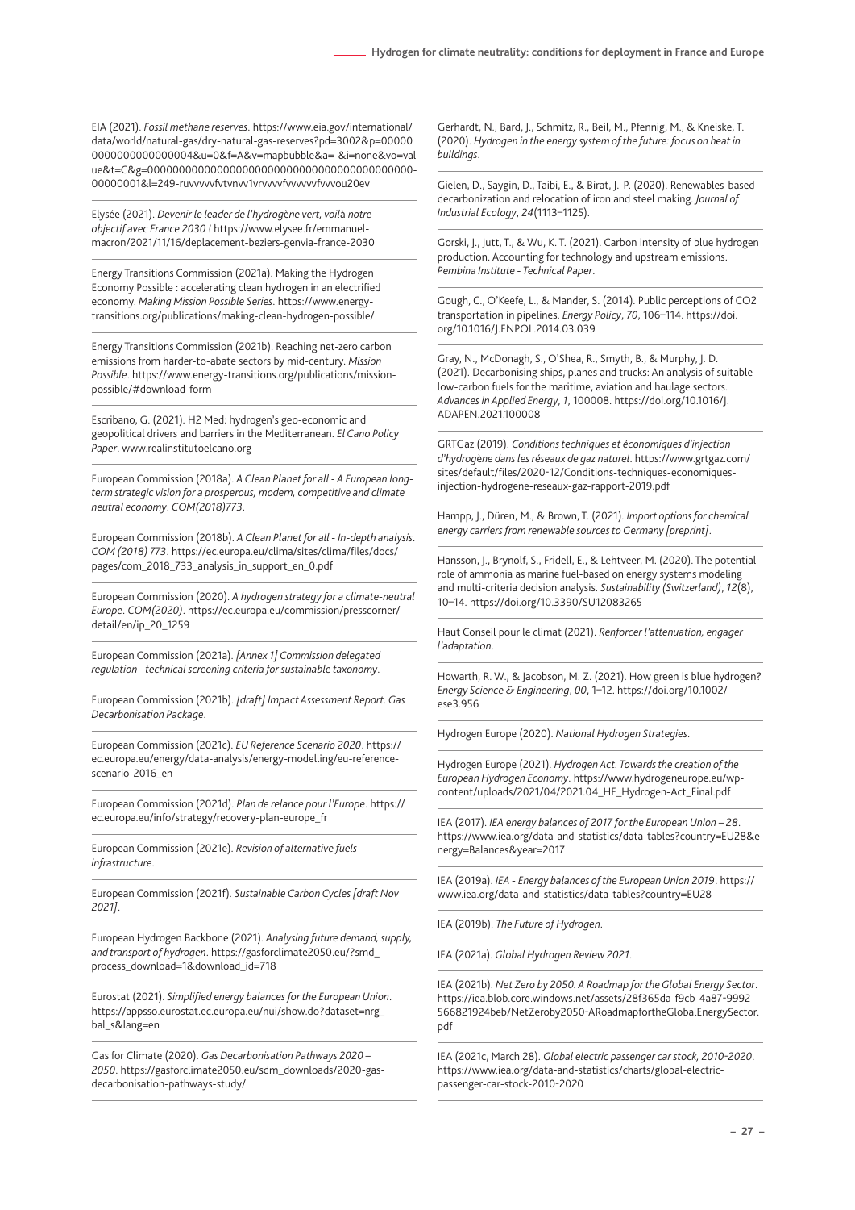EIA (2021). *Fossil methane reserves*. https://www.eia.gov/international/data/world/natural-gas/dry-natural-gas-reserves?pd=3002&p=000000000000000000004&u=0&f=A&v=mapbubble&a=-&i=none&vo=value&t=C&g=00000000000000000000000000000000000000000000000001&l=249-ruvvvvvfvtvnvv1vrvvvvfvvvvvvfvvvou20ev

Elysée (2021). *Devenir le leader de l'hydrogène vert, voilà notre objectif avec France 2030 !* https://www.elysee.fr/emmanuel-macron/2021/11/16/deplacement-beziers-genvia-france-2030

Energy Transitions Commission (2021a). Making the Hydrogen Economy Possible : accelerating clean hydrogen in an electrified economy. *Making Mission Possible Series*. https://www.energy-transitions.org/publications/making-clean-hydrogen-possible/

Energy Transitions Commission (2021b). Reaching net-zero carbon emissions from harder-to-abate sectors by mid-century. *Mission Possible*. https://www.energy-transitions.org/publications/mission-possible/#download-form

Escribano, G. (2021). H2 Med: hydrogen's geo-economic and geopolitical drivers and barriers in the Mediterranean. *El Cano Policy Paper*. www.realinstitutoelcano.org

European Commission (2018a). *A Clean Planet for all - A European long-term strategic vision for a prosperous, modern, competitive and climate neutral economy*. *COM(2018)773*.

European Commission (2018b). *A Clean Planet for all - In-depth analysis*. *COM (2018) 773*. https://ec.europa.eu/clima/sites/clima/files/docs/pages/com_2018_733_analysis_in_support_en_0.pdf

European Commission (2020). *A hydrogen strategy for a climate-neutral Europe*. *COM(2020)*. https://ec.europa.eu/commission/presscorner/detail/en/ip_20_1259

European Commission (2021a). *[Annex 1] Commission delegated regulation - technical screening criteria for sustainable taxonomy*.

European Commission (2021b). *[draft] Impact Assessment Report. Gas Decarbonisation Package*.

European Commission (2021c). *EU Reference Scenario 2020*. https://ec.europa.eu/energy/data-analysis/energy-modelling/eu-reference-scenario-2016_en

European Commission (2021d). *Plan de relance pour l'Europe*. https://ec.europa.eu/info/strategy/recovery-plan-europe_fr

European Commission (2021e). *Revision of alternative fuels infrastructure*.

European Commission (2021f). *Sustainable Carbon Cycles [draft Nov 2021]*.

European Hydrogen Backbone (2021). *Analysing future demand, supply, and transport of hydrogen*. https://gasforclimate2050.eu/?smd_process_download=1&download_id=718

Eurostat (2021). *Simplified energy balances for the European Union*. https://appsso.eurostat.ec.europa.eu/nui/show.do?dataset=nrg_bal_s&lang=en

Gas for Climate (2020). *Gas Decarbonisation Pathways 2020 – 2050*. https://gasforclimate2050.eu/sdm_downloads/2020-gas-decarbonisation-pathways-study/

Gerhardt, N., Bard, J., Schmitz, R., Beil, M., Pfennig, M., & Kneiske, T. (2020). *Hydrogen in the energy system of the future: focus on heat in buildings*.

Gielen, D., Saygin, D., Taibi, E., & Birat, J.-P. (2020). Renewables-based decarbonization and relocation of iron and steel making. *Journal of Industrial Ecology*, *24*(1113–1125).

Gorski, J., Jutt, T., & Wu, K. T. (2021). Carbon intensity of blue hydrogen production. Accounting for technology and upstream emissions. *Pembina Institute - Technical Paper*.

Gough, C., O'Keefe, L., & Mander, S. (2014). Public perceptions of CO2 transportation in pipelines. *Energy Policy*, *70*, 106–114. https://doi.org/10.1016/J.ENPOL.2014.03.039

Gray, N., McDonagh, S., O'Shea, R., Smyth, B., & Murphy, J. D. (2021). Decarbonising ships, planes and trucks: An analysis of suitable low-carbon fuels for the maritime, aviation and haulage sectors. *Advances in Applied Energy*, *1*, 100008. https://doi.org/10.1016/J.ADAPEN.2021.100008

GRTGaz (2019). *Conditions techniques et économiques d'injection d'hydrogène dans les réseaux de gaz naturel*. https://www.grtgaz.com/sites/default/files/2020-12/Conditions-techniques-economiques-injection-hydrogene-reseaux-gaz-rapport-2019.pdf

Hampp, J., Düren, M., & Brown, T. (2021). *Import options for chemical energy carriers from renewable sources to Germany [preprint]*.

Hansson, J., Brynolf, S., Fridell, E., & Lehtveer, M. (2020). The potential role of ammonia as marine fuel-based on energy systems modeling and multi-criteria decision analysis. *Sustainability (Switzerland)*, *12*(8), 10–14. https://doi.org/10.3390/SU12083265

Haut Conseil pour le climat (2021). *Renforcer l'attenuation, engager l'adaptation*.

Howarth, R. W., & Jacobson, M. Z. (2021). How green is blue hydrogen? *Energy Science & Engineering*, *00*, 1–12. https://doi.org/10.1002/ese3.956

Hydrogen Europe (2020). *National Hydrogen Strategies*.

Hydrogen Europe (2021). *Hydrogen Act. Towards the creation of the European Hydrogen Economy*. https://www.hydrogeneurope.eu/wp-content/uploads/2021/04/2021.04_HE_Hydrogen-Act_Final.pdf

IEA (2017). *IEA energy balances of 2017 for the European Union – 28*. https://www.iea.org/data-and-statistics/data-tables?country=EU28&energy=Balances&year=2017

IEA (2019a). *IEA - Energy balances of the European Union 2019*. https://www.iea.org/data-and-statistics/data-tables?country=EU28

IEA (2019b). *The Future of Hydrogen*.

IEA (2021a). *Global Hydrogen Review 2021*.

IEA (2021b). *Net Zero by 2050. A Roadmap for the Global Energy Sector*. https://iea.blob.core.windows.net/assets/28f365da-f9cb-4a87-9992-566821924beb/NetZeroby2050-ARoadmapfortheGlobalEnergySector.pdf

IEA (2021c, March 28). *Global electric passenger car stock, 2010-2020*. https://www.iea.org/data-and-statistics/charts/global-electric-passenger-car-stock-2010-2020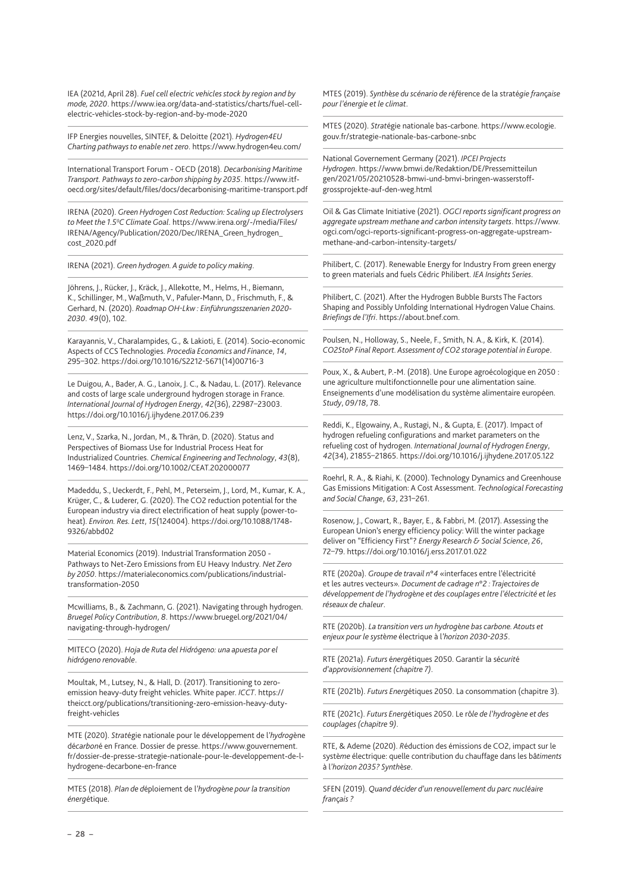IEA (2021d, April 28). *Fuel cell electric vehicles stock by region and by mode, 2020*. https://www.iea.org/data-and-statistics/charts/fuel-cell-electric-vehicles-stock-by-region-and-by-mode-2020

IFP Energies nouvelles, SINTEF, & Deloitte (2021). *Hydrogen4EU Charting pathways to enable net zero*. https://www.hydrogen4eu.com/

International Transport Forum - OECD (2018). *Decarbonising Maritime Transport. Pathways to zero-carbon shipping by 2035*. https://www.itf-oecd.org/sites/default/files/docs/decarbonising-maritime-transport.pdf

IRENA (2020). *Green Hydrogen Cost Reduction: Scaling up Electrolysers to Meet the 1.5ºC Climate Goal*. https://www.irena.org/-/media/Files/IRENA/Agency/Publication/2020/Dec/IRENA_Green_hydrogen_cost_2020.pdf

IRENA (2021). *Green hydrogen. A guide to policy making*.

Jöhrens, J., Rücker, J., Kräck, J., Allekotte, M., Helms, H., Biemann, K., Schillinger, M., Waßmuth, V., Pafuler-Mann, D., Frischmuth, F., & Gerhard, N. (2020). *Roadmap OH-Lkw : Einführungsszenarien 2020-2030*. *49*(0), 102.

Karayannis, V., Charalampides, G., & Lakioti, E. (2014). Socio-economic Aspects of CCS Technologies. *Procedia Economics and Finance*, *14*, 295–302. https://doi.org/10.1016/S2212-5671(14)00716-3

Le Duigou, A., Bader, A. G., Lanoix, J. C., & Nadau, L. (2017). Relevance and costs of large scale underground hydrogen storage in France. *International Journal of Hydrogen Energy*, *42*(36), 22987–23003. https://doi.org/10.1016/j.ijhydene.2017.06.239

Lenz, V., Szarka, N., Jordan, M., & Thrän, D. (2020). Status and Perspectives of Biomass Use for Industrial Process Heat for Industrialized Countries. *Chemical Engineering and Technology*, *43*(8), 1469–1484. https://doi.org/10.1002/CEAT.202000077

Madeddu, S., Ueckerdt, F., Pehl, M., Peterseim, J., Lord, M., Kumar, K. A., Krüger, C., & Luderer, G. (2020). The CO2 reduction potential for the European industry via direct electrification of heat supply (power-to-heat). *Environ. Res. Lett*, *15*(124004). https://doi.org/10.1088/1748-9326/abbd02

Material Economics (2019). Industrial Transformation 2050 - Pathways to Net-Zero Emissions from EU Heavy Industry. *Net Zero by 2050*. https://materialeconomics.com/publications/industrial-transformation-2050

Mcwilliams, B., & Zachmann, G. (2021). Navigating through hydrogen. *Bruegel Policy Contribution*, *8*. https://www.bruegel.org/2021/04/navigating-through-hydrogen/

MITECO (2020). *Hoja de Ruta del Hidrógeno: una apuesta por el hidrógeno renovable*.

Moultak, M., Lutsey, N., & Hall, D. (2017). Transitioning to zero-emission heavy-duty freight vehicles. White paper. *ICCT*. https://theicct.org/publications/transitioning-zero-emission-heavy-duty-freight-vehicles

MTE (2020). *Stratégie nationale pour le développement de l'hydrogène décarboné en France*. Dossier de presse. https://www.gouvernement.fr/dossier-de-presse-strategie-nationale-pour-le-developpement-de-l-hydrogene-decarbone-en-france

MTES (2018). *Plan de déploiement de l'hydrogène pour la transition énergétique*.

MTES (2019). *Synthèse du scénario de référence de la stratégie française pour l'énergie et le climat*.

MTES (2020). *Stratégie nationale bas-carbone*. https://www.ecologie.gouv.fr/strategie-nationale-bas-carbone-snbc

National Governement Germany (2021). *IPCEI Projects Hydrogen*. https://www.bmwi.de/Redaktion/DE/Pressemitteilungen/2021/05/20210528-bmwi-und-bmvi-bringen-wasserstoff-grossprojekte-auf-den-weg.html

Oil & Gas Climate Initiative (2021). *OGCI reports significant progress on aggregate upstream methane and carbon intensity targets*. https://www.ogci.com/ogci-reports-significant-progress-on-aggregate-upstream-methane-and-carbon-intensity-targets/

Philibert, C. (2017). Renewable Energy for Industry From green energy to green materials and fuels Cédric Philibert. *IEA Insights Series*.

Philibert, C. (2021). After the Hydrogen Bubble Bursts The Factors Shaping and Possibly Unfolding International Hydrogen Value Chains. *Briefings de l'Ifri*. https://about.bnef.com.

Poulsen, N., Holloway, S., Neele, F., Smith, N. A., & Kirk, K. (2014). *CO2StoP Final Report. Assessment of CO2 storage potential in Europe*.

Poux, X., & Aubert, P.-M. (2018). Une Europe agroécologique en 2050 : une agriculture multifonctionnelle pour une alimentation saine. Enseignements d'une modélisation du système alimentaire européen. *Study*, *09/18*, 78.

Reddi, K., Elgowainy, A., Rustagi, N., & Gupta, E. (2017). Impact of hydrogen refueling configurations and market parameters on the refueling cost of hydrogen. *International Journal of Hydrogen Energy*, *42*(34), 21855–21865. https://doi.org/10.1016/j.ijhydene.2017.05.122

Roehrl, R. A., & Riahi, K. (2000). Technology Dynamics and Greenhouse Gas Emissions Mitigation: A Cost Assessment. *Technological Forecasting and Social Change*, *63*, 231–261.

Rosenow, J., Cowart, R., Bayer, E., & Fabbri, M. (2017). Assessing the European Union's energy efficiency policy: Will the winter package deliver on "Efficiency First"? *Energy Research & Social Science*, *26*, 72–79. https://doi.org/10.1016/j.erss.2017.01.022

RTE (2020a). *Groupe de travail n°4 «interfaces entre l'électricité et les autres vecteurs». Document de cadrage n°2 : Trajectoires de développement de l'hydrogène et des couplages entre l'électricité et les réseaux de chaleur*.

RTE (2020b). *La transition vers un hydrogène bas carbone. Atouts et enjeux pour le système électrique à l'horizon 2030-2035*.

RTE (2021a). *Futurs énergétiques 2050. Garantir la sécurité d'approvisionnement (chapitre 7)*.

RTE (2021b). *Futurs Energétiques 2050. La consommation (chapitre 3)*.

RTE (2021c). *Futurs Energétiques 2050. Le rôle de l'hydrogène et des couplages (chapitre 9)*.

RTE, & Ademe (2020). *Réduction des émissions de CO2, impact sur le système électrique: quelle contribution du chauffage dans les bâtiments à l'horizon 2035? Synthèse*.

SFEN (2019). *Quand décider d'un renouvellement du parc nucléaire français ?*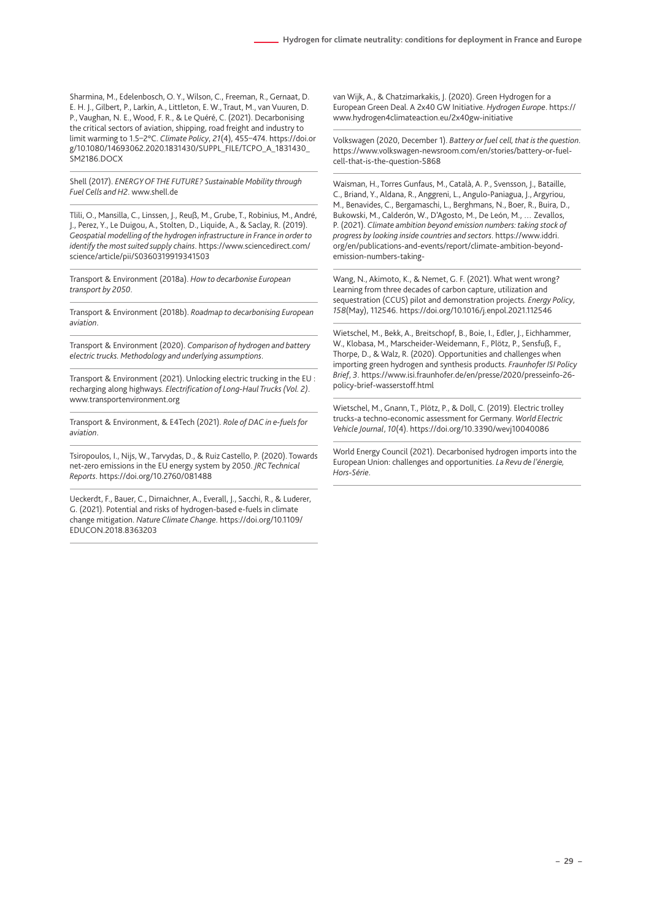Sharmina, M., Edelenbosch, O. Y., Wilson, C., Freeman, R., Gernaat, D. E. H. J., Gilbert, P., Larkin, A., Littleton, E. W., Traut, M., van Vuuren, D. P., Vaughan, N. E., Wood, F. R., & Le Quéré, C. (2021). Decarbonising the critical sectors of aviation, shipping, road freight and industry to limit warming to 1.5–2°C. *Climate Policy*, *21*(4), 455–474. https://doi.org/10.1080/14693062.2020.1831430/SUPPL_FILE/TCPO_A_1831430_SM2186.DOCX

Shell (2017). *ENERGY OF THE FUTURE? Sustainable Mobility through Fuel Cells and H2*. www.shell.de

Tlili, O., Mansilla, C., Linssen, J., Reuß, M., Grube, T., Robinius, M., André, J., Perez, Y., Le Duigou, A., Stolten, D., Liquide, A., & Saclay, R. (2019). *Geospatial modelling of the hydrogen infrastructure in France in order to identify the most suited supply chains*. https://www.sciencedirect.com/science/article/pii/S0360319919341503

Transport & Environment (2018a). *How to decarbonise European transport by 2050*.

Transport & Environment (2018b). *Roadmap to decarbonising European aviation*.

Transport & Environment (2020). *Comparison of hydrogen and battery electric trucks. Methodology and underlying assumptions*.

Transport & Environment (2021). Unlocking electric trucking in the EU : recharging along highways. *Electrification of Long-Haul Trucks (Vol. 2)*. www.transportenvironment.org

Transport & Environment, & E4Tech (2021). *Role of DAC in e-fuels for aviation*.

Tsiropoulos, I., Nijs, W., Tarvydas, D., & Ruiz Castello, P. (2020). Towards net-zero emissions in the EU energy system by 2050. *JRC Technical Reports*. https://doi.org/10.2760/081488

Ueckerdt, F., Bauer, C., Dirnaichner, A., Everall, J., Sacchi, R., & Luderer, G. (2021). Potential and risks of hydrogen-based e-fuels in climate change mitigation. *Nature Climate Change*. https://doi.org/10.1109/EDUCON.2018.8363203

van Wijk, A., & Chatzimarkakis, J. (2020). Green Hydrogen for a European Green Deal. A 2x40 GW Initiative. *Hydrogen Europe*. https://www.hydrogen4climateaction.eu/2x40gw-initiative

Volkswagen (2020, December 1). *Battery or fuel cell, that is the question*. https://www.volkswagen-newsroom.com/en/stories/battery-or-fuel-cell-that-is-the-question-5868

Waisman, H., Torres Gunfaus, M., Català, A. P., Svensson, J., Bataille, C., Briand, Y., Aldana, R., Anggreni, L., Angulo-Paniagua, J., Argyriou, M., Benavides, C., Bergamaschi, L., Berghmans, N., Boer, R., Buira, D., Bukowski, M., Calderón, W., D'Agosto, M., De León, M., … Zevallos, P. (2021). *Climate ambition beyond emission numbers: taking stock of progress by looking inside countries and sectors*. https://www.iddri.org/en/publications-and-events/report/climate-ambition-beyond-emission-numbers-taking-

Wang, N., Akimoto, K., & Nemet, G. F. (2021). What went wrong? Learning from three decades of carbon capture, utilization and sequestration (CCUS) pilot and demonstration projects. *Energy Policy*, *158*(May), 112546. https://doi.org/10.1016/j.enpol.2021.112546

Wietschel, M., Bekk, A., Breitschopf, B., Boie, I., Edler, J., Eichhammer, W., Klobasa, M., Marscheider-Weidemann, F., Plötz, P., Sensfuß, F., Thorpe, D., & Walz, R. (2020). Opportunities and challenges when importing green hydrogen and synthesis products. *Fraunhofer ISI Policy Brief*, *3*. https://www.isi.fraunhofer.de/en/presse/2020/presseinfo-26-policy-brief-wasserstoff.html

Wietschel, M., Gnann, T., Plötz, P., & Doll, C. (2019). Electric trolley trucks-a techno-economic assessment for Germany. *World Electric Vehicle Journal*, *10*(4). https://doi.org/10.3390/wevj10040086

World Energy Council (2021). Decarbonised hydrogen imports into the European Union: challenges and opportunities. *La Revu de l'énergie, Hors-Série*.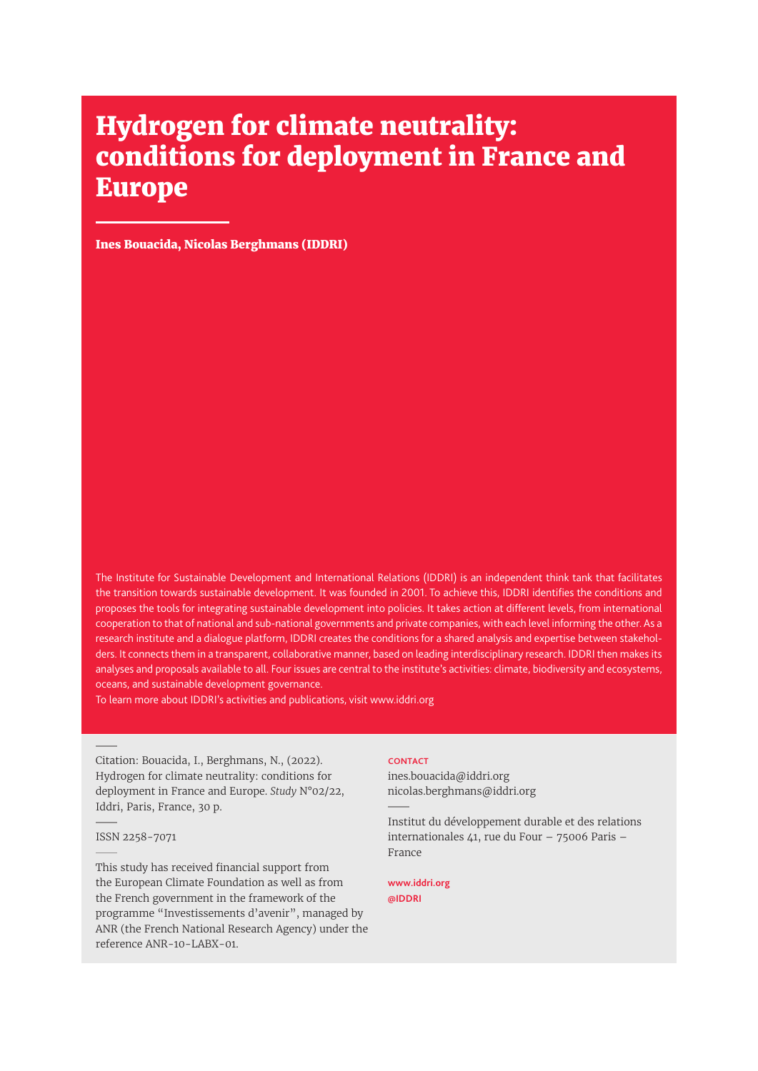# Hydrogen for climate neutrality: conditions for deployment in France and Europe

**Ines Bouacida, Nicolas Berghmans (IDDRI)**

The Institute for Sustainable Development and International Relations (IDDRI) is an independent think tank that facilitates the transition towards sustainable development. It was founded in 2001. To achieve this, IDDRI identifies the conditions and proposes the tools for integrating sustainable development into policies. It takes action at different levels, from international cooperation to that of national and sub-national governments and private companies, with each level informing the other. As a research institute and a dialogue platform, IDDRI creates the conditions for a shared analysis and expertise between stakeholders. It connects them in a transparent, collaborative manner, based on leading interdisciplinary research. IDDRI then makes its analyses and proposals available to all. Four issues are central to the institute's activities: climate, biodiversity and ecosystems, oceans, and sustainable development governance.

To learn more about IDDRI's activities and publications, visit www.iddri.org

---

Citation: Bouacida, I., Berghmans, N., (2022). Hydrogen for climate neutrality: conditions for deployment in France and Europe. *Study* N°02/22, Iddri, Paris, France, 30 p.

---

ISSN 2258-7071

---

This study has received financial support from the European Climate Foundation as well as from the French government in the framework of the programme "Investissements d'avenir", managed by ANR (the French National Research Agency) under the reference ANR-10-LABX-01.

**CONTACT**

ines.bouacida@iddri.org
nicolas.berghmans@iddri.org

---

Institut du développement durable et des relations internationales 41, rue du Four – 75006 Paris – France

**www.iddri.org**
**@IDDRI**